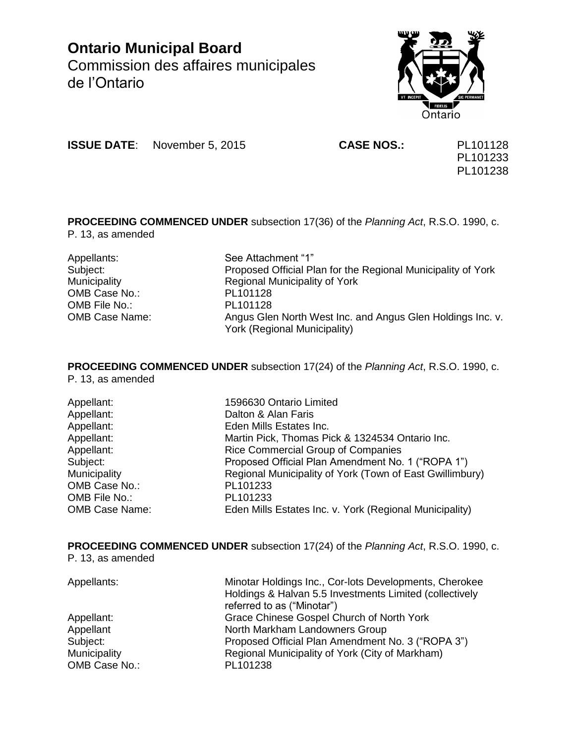# Ontario Municipal Board
Commission des affaires municipales de l'Ontario

**ISSUE DATE**: November 5, 2015 **CASE NOS.:** PL101128 PL101233 PL101238

**PROCEEDING COMMENCED UNDER** subsection 17(36) of the *Planning Act*, R.S.O. 1990, c. P. 13, as amended

| | |
|---|---|
| Appellants: | See Attachment "1" |
| Subject: | Proposed Official Plan for the Regional Municipality of York |
| Municipality | Regional Municipality of York |
| OMB Case No.: | PL101128 |
| OMB File No.: | PL101128 |
| OMB Case Name: | Angus Glen North West Inc. and Angus Glen Holdings Inc. v. York (Regional Municipality) |

**PROCEEDING COMMENCED UNDER** subsection 17(24) of the *Planning Act*, R.S.O. 1990, c. P. 13, as amended

| | |
|---|---|
| Appellant: | 1596630 Ontario Limited |
| Appellant: | Dalton & Alan Faris |
| Appellant: | Eden Mills Estates Inc. |
| Appellant: | Martin Pick, Thomas Pick & 1324534 Ontario Inc. |
| Appellant: | Rice Commercial Group of Companies |
| Subject: | Proposed Official Plan Amendment No. 1 ("ROPA 1") |
| Municipality | Regional Municipality of York (Town of East Gwillimbury) |
| OMB Case No.: | PL101233 |
| OMB File No.: | PL101233 |
| OMB Case Name: | Eden Mills Estates Inc. v. York (Regional Municipality) |

**PROCEEDING COMMENCED UNDER** subsection 17(24) of the *Planning Act*, R.S.O. 1990, c. P. 13, as amended

| | |
|---|---|
| Appellants: | Minotar Holdings Inc., Cor-lots Developments, Cherokee Holdings & Halvan 5.5 Investments Limited (collectively referred to as ("Minotar") |
| Appellant: | Grace Chinese Gospel Church of North York |
| Appellant | North Markham Landowners Group |
| Subject: | Proposed Official Plan Amendment No. 3 ("ROPA 3") |
| Municipality | Regional Municipality of York (City of Markham) |
| OMB Case No.: | PL101238 |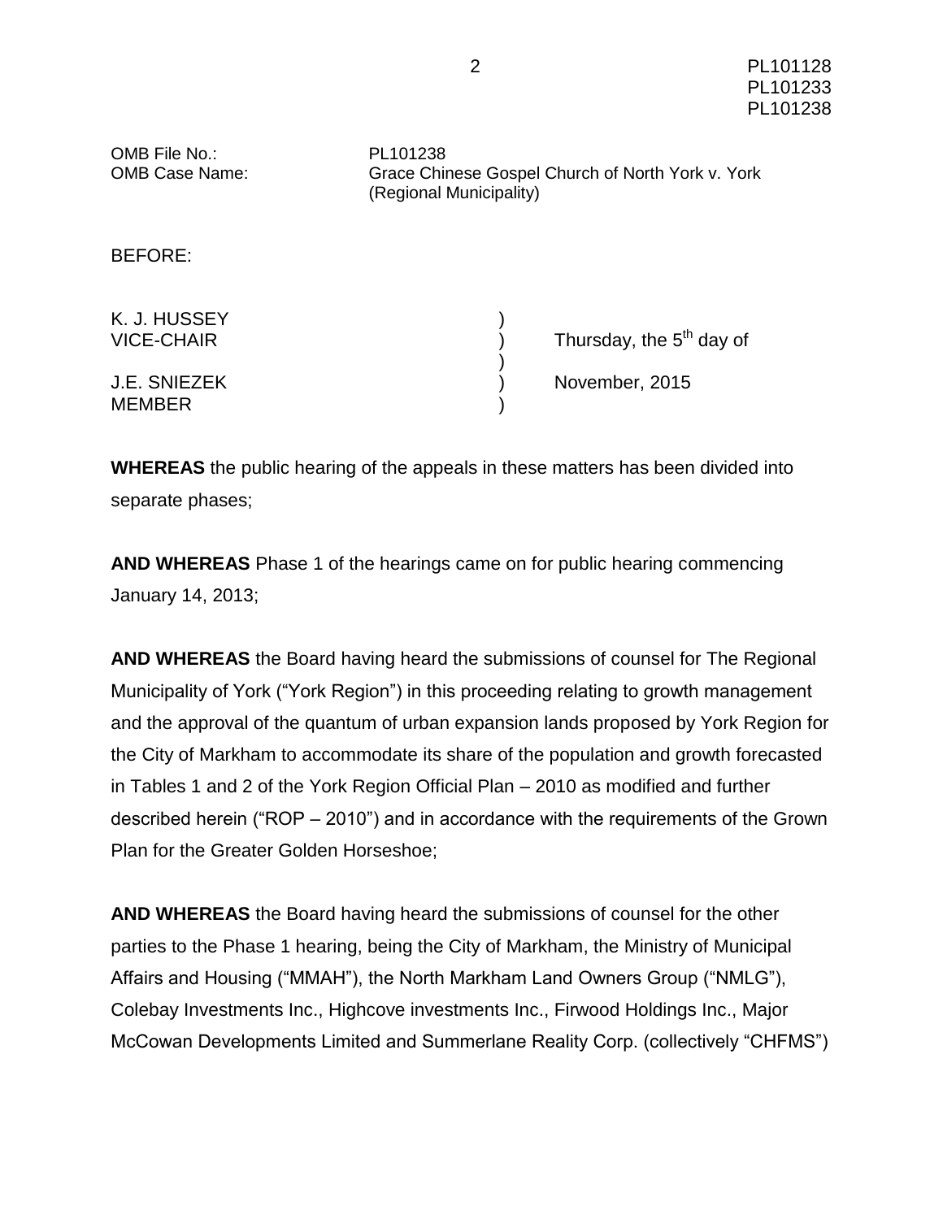OMB File No.: PL101238
OMB Case Name: Grace Chinese Gospel Church of North York v. York (Regional Municipality)

BEFORE:

| | | |
|---|---|---|
| K. J. HUSSEY | ) | |
| VICE-CHAIR | ) | Thursday, the 5th day of |
| | ) | |
| J.E. SNIEZEK | ) | November, 2015 |
| MEMBER | ) | |

**WHEREAS** the public hearing of the appeals in these matters has been divided into separate phases;

**AND WHEREAS** Phase 1 of the hearings came on for public hearing commencing January 14, 2013;

**AND WHEREAS** the Board having heard the submissions of counsel for The Regional Municipality of York ("York Region") in this proceeding relating to growth management and the approval of the quantum of urban expansion lands proposed by York Region for the City of Markham to accommodate its share of the population and growth forecasted in Tables 1 and 2 of the York Region Official Plan – 2010 as modified and further described herein ("ROP – 2010") and in accordance with the requirements of the Grown Plan for the Greater Golden Horseshoe;

**AND WHEREAS** the Board having heard the submissions of counsel for the other parties to the Phase 1 hearing, being the City of Markham, the Ministry of Municipal Affairs and Housing ("MMAH"), the North Markham Land Owners Group ("NMLG"), Colebay Investments Inc., Highcove investments Inc., Firwood Holdings Inc., Major McCowan Developments Limited and Summerlane Reality Corp. (collectively "CHFMS")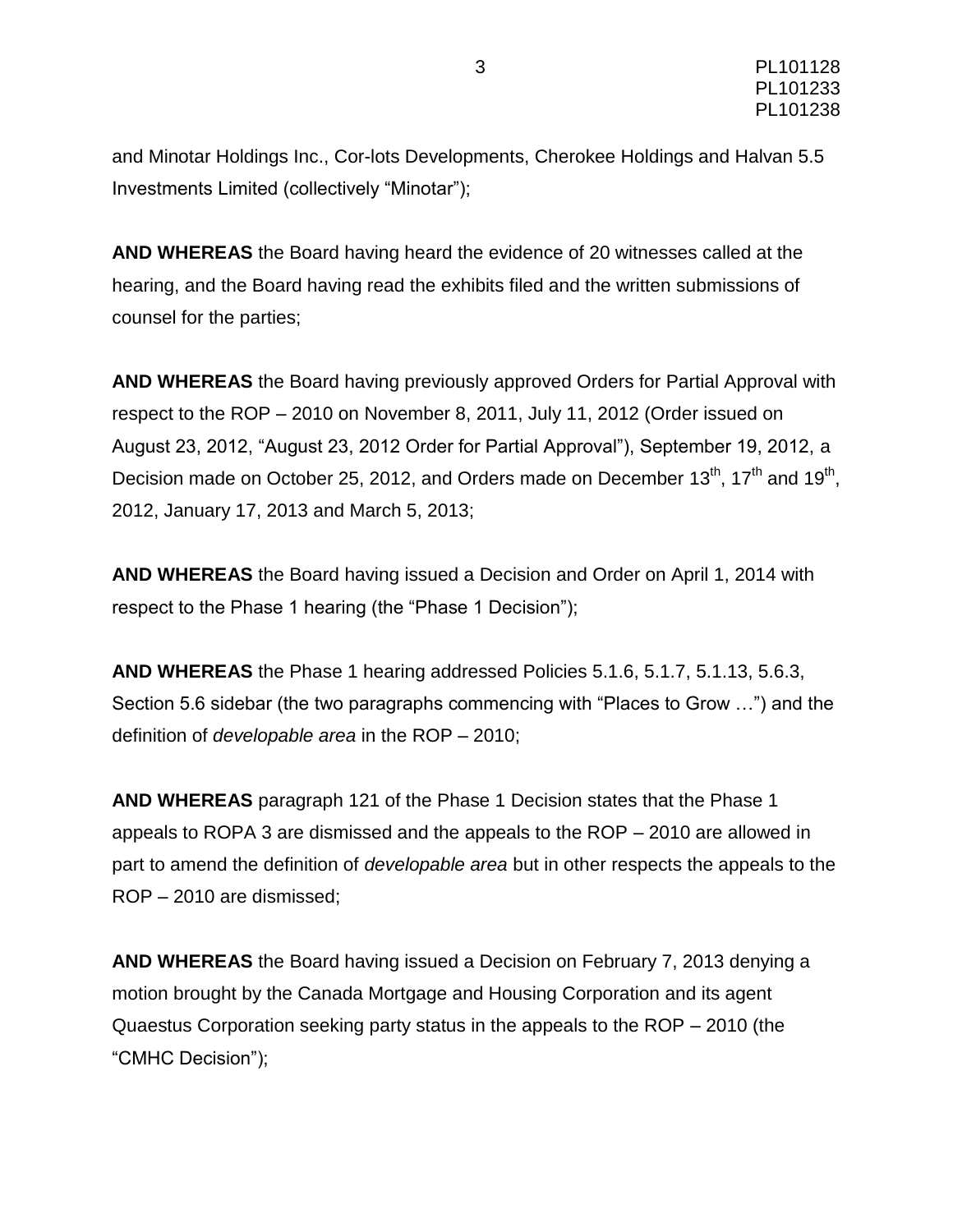and Minotar Holdings Inc., Cor-lots Developments, Cherokee Holdings and Halvan 5.5 Investments Limited (collectively "Minotar");

**AND WHEREAS** the Board having heard the evidence of 20 witnesses called at the hearing, and the Board having read the exhibits filed and the written submissions of counsel for the parties;

**AND WHEREAS** the Board having previously approved Orders for Partial Approval with respect to the ROP – 2010 on November 8, 2011, July 11, 2012 (Order issued on August 23, 2012, "August 23, 2012 Order for Partial Approval"), September 19, 2012, a Decision made on October 25, 2012, and Orders made on December 13th, 17th and 19th, 2012, January 17, 2013 and March 5, 2013;

**AND WHEREAS** the Board having issued a Decision and Order on April 1, 2014 with respect to the Phase 1 hearing (the "Phase 1 Decision");

**AND WHEREAS** the Phase 1 hearing addressed Policies 5.1.6, 5.1.7, 5.1.13, 5.6.3, Section 5.6 sidebar (the two paragraphs commencing with "Places to Grow …") and the definition of *developable area* in the ROP – 2010;

**AND WHEREAS** paragraph 121 of the Phase 1 Decision states that the Phase 1 appeals to ROPA 3 are dismissed and the appeals to the ROP – 2010 are allowed in part to amend the definition of *developable area* but in other respects the appeals to the ROP – 2010 are dismissed;

**AND WHEREAS** the Board having issued a Decision on February 7, 2013 denying a motion brought by the Canada Mortgage and Housing Corporation and its agent Quaestus Corporation seeking party status in the appeals to the ROP – 2010 (the "CMHC Decision");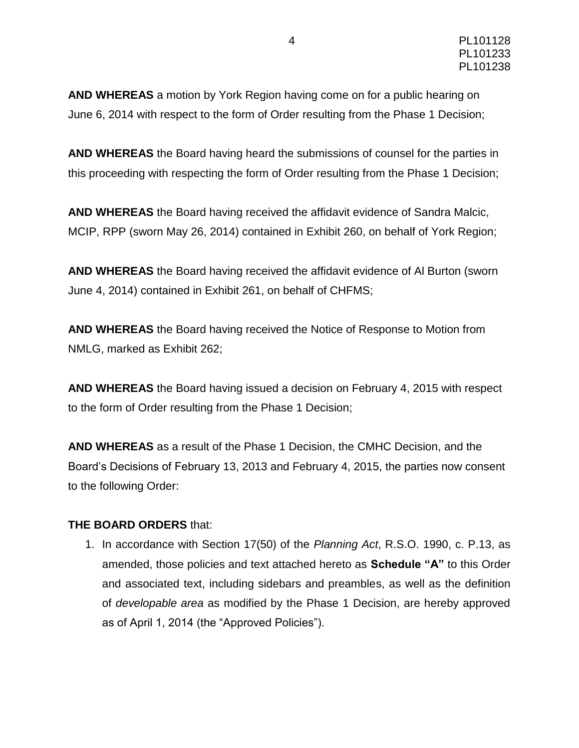**AND WHEREAS** a motion by York Region having come on for a public hearing on June 6, 2014 with respect to the form of Order resulting from the Phase 1 Decision;

**AND WHEREAS** the Board having heard the submissions of counsel for the parties in this proceeding with respecting the form of Order resulting from the Phase 1 Decision;

**AND WHEREAS** the Board having received the affidavit evidence of Sandra Malcic, MCIP, RPP (sworn May 26, 2014) contained in Exhibit 260, on behalf of York Region;

**AND WHEREAS** the Board having received the affidavit evidence of Al Burton (sworn June 4, 2014) contained in Exhibit 261, on behalf of CHFMS;

**AND WHEREAS** the Board having received the Notice of Response to Motion from NMLG, marked as Exhibit 262;

**AND WHEREAS** the Board having issued a decision on February 4, 2015 with respect to the form of Order resulting from the Phase 1 Decision;

**AND WHEREAS** as a result of the Phase 1 Decision, the CMHC Decision, and the Board's Decisions of February 13, 2013 and February 4, 2015, the parties now consent to the following Order:

**THE BOARD ORDERS** that:

1. In accordance with Section 17(50) of the *Planning Act*, R.S.O. 1990, c. P.13, as amended, those policies and text attached hereto as **Schedule "A"** to this Order and associated text, including sidebars and preambles, as well as the definition of *developable area* as modified by the Phase 1 Decision, are hereby approved as of April 1, 2014 (the "Approved Policies").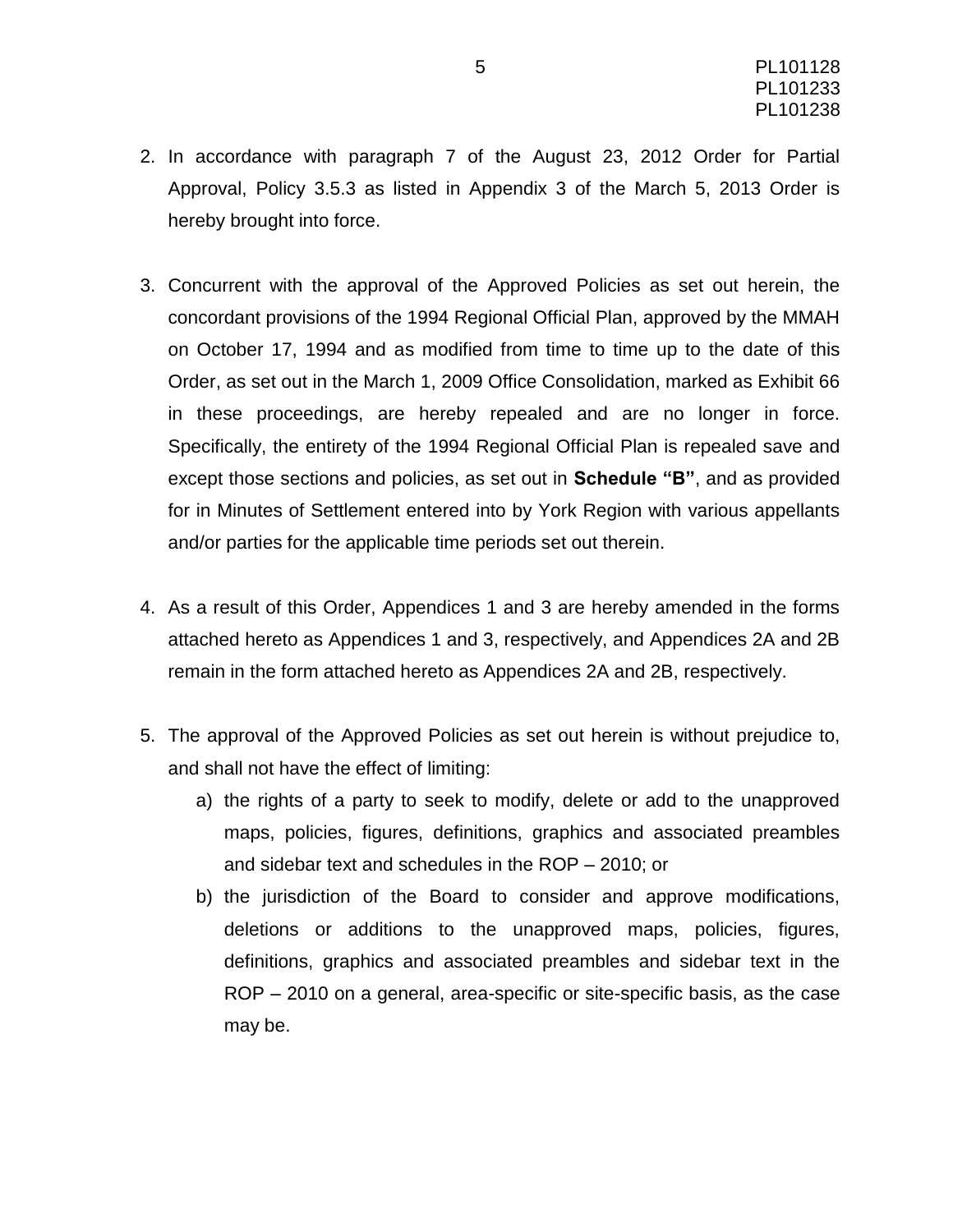2. In accordance with paragraph 7 of the August 23, 2012 Order for Partial Approval, Policy 3.5.3 as listed in Appendix 3 of the March 5, 2013 Order is hereby brought into force.

3. Concurrent with the approval of the Approved Policies as set out herein, the concordant provisions of the 1994 Regional Official Plan, approved by the MMAH on October 17, 1994 and as modified from time to time up to the date of this Order, as set out in the March 1, 2009 Office Consolidation, marked as Exhibit 66 in these proceedings, are hereby repealed and are no longer in force. Specifically, the entirety of the 1994 Regional Official Plan is repealed save and except those sections and policies, as set out in **Schedule "B"**, and as provided for in Minutes of Settlement entered into by York Region with various appellants and/or parties for the applicable time periods set out therein.

4. As a result of this Order, Appendices 1 and 3 are hereby amended in the forms attached hereto as Appendices 1 and 3, respectively, and Appendices 2A and 2B remain in the form attached hereto as Appendices 2A and 2B, respectively.

5. The approval of the Approved Policies as set out herein is without prejudice to, and shall not have the effect of limiting:
   a) the rights of a party to seek to modify, delete or add to the unapproved maps, policies, figures, definitions, graphics and associated preambles and sidebar text and schedules in the ROP – 2010; or
   b) the jurisdiction of the Board to consider and approve modifications, deletions or additions to the unapproved maps, policies, figures, definitions, graphics and associated preambles and sidebar text in the ROP – 2010 on a general, area-specific or site-specific basis, as the case may be.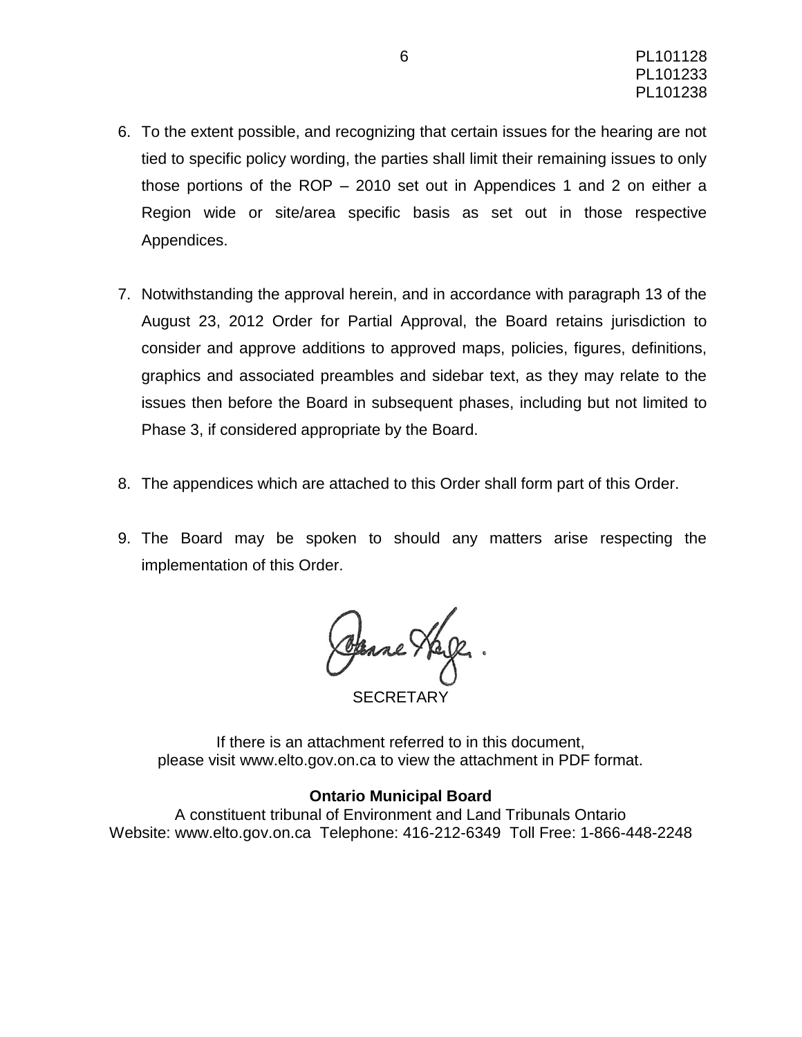6. To the extent possible, and recognizing that certain issues for the hearing are not tied to specific policy wording, the parties shall limit their remaining issues to only those portions of the ROP – 2010 set out in Appendices 1 and 2 on either a Region wide or site/area specific basis as set out in those respective Appendices.

7. Notwithstanding the approval herein, and in accordance with paragraph 13 of the August 23, 2012 Order for Partial Approval, the Board retains jurisdiction to consider and approve additions to approved maps, policies, figures, definitions, graphics and associated preambles and sidebar text, as they may relate to the issues then before the Board in subsequent phases, including but not limited to Phase 3, if considered appropriate by the Board.

8. The appendices which are attached to this Order shall form part of this Order.

9. The Board may be spoken to should any matters arise respecting the implementation of this Order.

SECRETARY

If there is an attachment referred to in this document,
please visit www.elto.gov.on.ca to view the attachment in PDF format.

**Ontario Municipal Board**
A constituent tribunal of Environment and Land Tribunals Ontario
Website: www.elto.gov.on.ca Telephone: 416-212-6349 Toll Free: 1-866-448-2248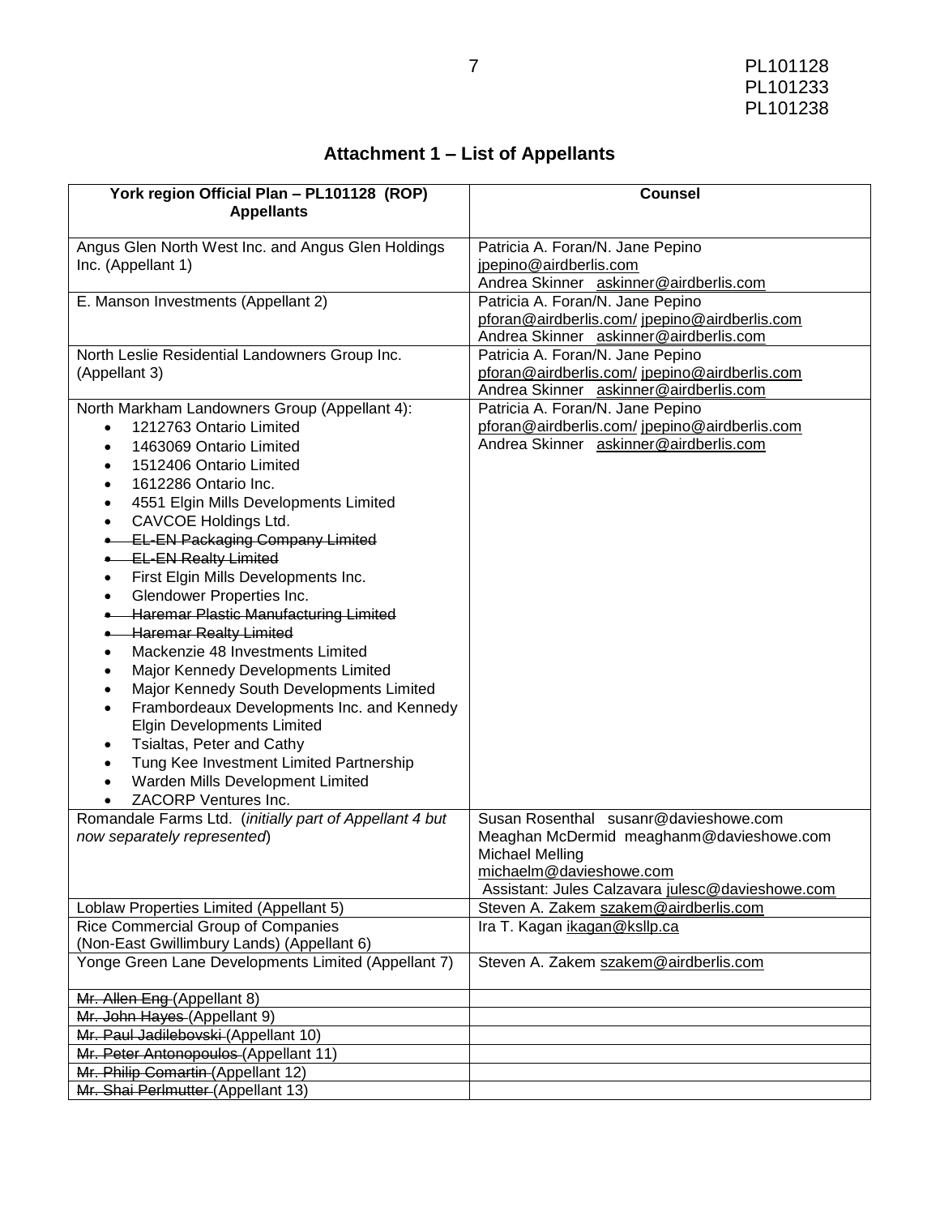## Attachment 1 – List of Appellants

| York region Official Plan – PL101128 (ROP) Appellants | Counsel |
|---|---|
| Angus Glen North West Inc. and Angus Glen Holdings Inc. (Appellant 1) | Patricia A. Foran/N. Jane Pepino jpepino@airdberlis.com Andrea Skinner askinner@airdberlis.com |
| E. Manson Investments (Appellant 2) | Patricia A. Foran/N. Jane Pepino pforan@airdberlis.com/ jpepino@airdberlis.com Andrea Skinner askinner@airdberlis.com |
| North Leslie Residential Landowners Group Inc. (Appellant 3) | Patricia A. Foran/N. Jane Pepino pforan@airdberlis.com/ jpepino@airdberlis.com Andrea Skinner askinner@airdberlis.com |
| North Markham Landowners Group (Appellant 4): <br>• 1212763 Ontario Limited <br>• 1463069 Ontario Limited <br>• 1512406 Ontario Limited <br>• 1612286 Ontario Inc. <br>• 4551 Elgin Mills Developments Limited <br>• CAVCOE Holdings Ltd. <br>• ~~EL-EN Packaging Company Limited~~ <br>• ~~EL-EN Realty Limited~~ <br>• First Elgin Mills Developments Inc. <br>• Glendower Properties Inc. <br>• ~~Haremar Plastic Manufacturing Limited~~ <br>• ~~Haremar Realty Limited~~ <br>• Mackenzie 48 Investments Limited <br>• Major Kennedy Developments Limited <br>• Major Kennedy South Developments Limited <br>• Frambordeaux Developments Inc. and Kennedy Elgin Developments Limited <br>• Tsialtas, Peter and Cathy <br>• Tung Kee Investment Limited Partnership <br>• Warden Mills Development Limited <br>• ZACORP Ventures Inc. | Patricia A. Foran/N. Jane Pepino pforan@airdberlis.com/ jpepino@airdberlis.com Andrea Skinner askinner@airdberlis.com |
| Romandale Farms Ltd. (*initially part of Appellant 4 but now separately represented*) | Susan Rosenthal susanr@davieshowe.com Meaghan McDermid meaghanm@davieshowe.com Michael Melling michaelm@davieshowe.com Assistant: Jules Calzavara julesc@davieshowe.com |
| Loblaw Properties Limited (Appellant 5) | Steven A. Zakem szakem@airdberlis.com |
| Rice Commercial Group of Companies (Non-East Gwillimbury Lands) (Appellant 6) | Ira T. Kagan ikagan@ksllp.ca |
| Yonge Green Lane Developments Limited (Appellant 7) | Steven A. Zakem szakem@airdberlis.com |
| ~~Mr. Allen Eng~~ (Appellant 8) | |
| ~~Mr. John Hayes~~ (Appellant 9) | |
| ~~Mr. Paul Jadilebovski~~ (Appellant 10) | |
| ~~Mr. Peter Antonopoulos~~ (Appellant 11) | |
| ~~Mr. Philip Comartin~~ (Appellant 12) | |
| ~~Mr. Shai Perlmutter~~ (Appellant 13) | |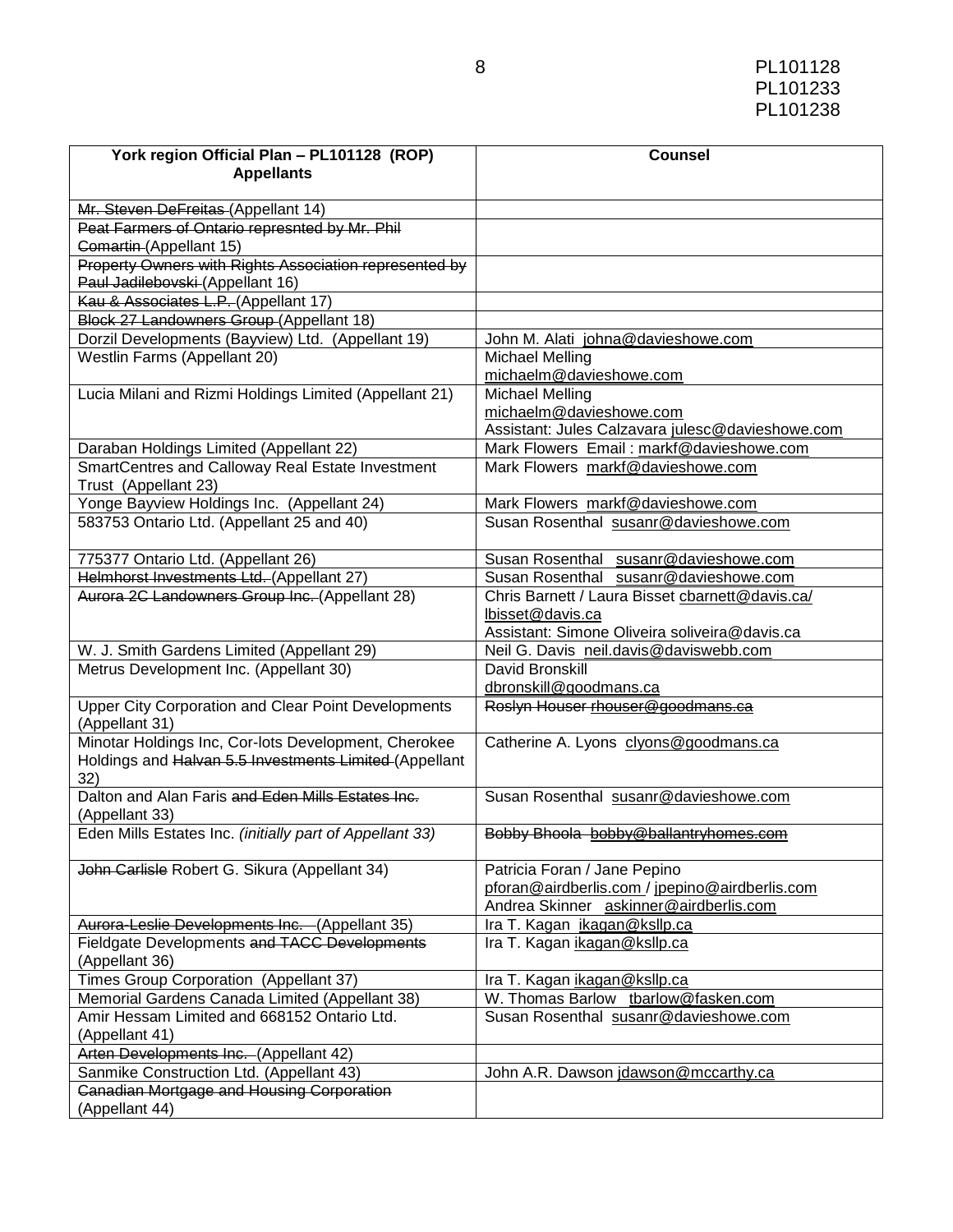| York region Official Plan – PL101128 (ROP) Appellants | Counsel |
|---|---|
| ~~Mr. Steven DeFreitas~~ (Appellant 14) | |
| ~~Peat Farmers of Ontario represnted by Mr. Phil Comartin~~ (Appellant 15) | |
| ~~Property Owners with Rights Association represented by Paul Jadilebovski~~ (Appellant 16) | |
| ~~Kau & Associates L.P.~~ (Appellant 17) | |
| ~~Block 27 Landowners Group~~ (Appellant 18) | |
| Dorzil Developments (Bayview) Ltd. (Appellant 19) | John M. Alati johna@davieshowe.com |
| Westlin Farms (Appellant 20) | Michael Melling michaelm@davieshowe.com |
| Lucia Milani and Rizmi Holdings Limited (Appellant 21) | Michael Melling michaelm@davieshowe.com Assistant: Jules Calzavara julesc@davieshowe.com |
| Daraban Holdings Limited (Appellant 22) | Mark Flowers Email : markf@davieshowe.com |
| SmartCentres and Calloway Real Estate Investment Trust (Appellant 23) | Mark Flowers markf@davieshowe.com |
| Yonge Bayview Holdings Inc. (Appellant 24) | Mark Flowers markf@davieshowe.com |
| 583753 Ontario Ltd. (Appellant 25 and 40) | Susan Rosenthal susanr@davieshowe.com |
| 775377 Ontario Ltd. (Appellant 26) | Susan Rosenthal susanr@davieshowe.com |
| ~~Helmhorst Investments Ltd.~~ (Appellant 27) | Susan Rosenthal susanr@davieshowe.com |
| ~~Aurora 2C Landowners Group Inc.~~ (Appellant 28) | Chris Barnett / Laura Bisset cbarnett@davis.ca/ lbisset@davis.ca Assistant: Simone Oliveira soliveira@davis.ca |
| W. J. Smith Gardens Limited (Appellant 29) | Neil G. Davis neil.davis@daviswebb.com |
| Metrus Development Inc. (Appellant 30) | David Bronskill dbronskill@goodmans.ca |
| Upper City Corporation and Clear Point Developments (Appellant 31) | ~~Roslyn Houser rhouser@goodmans.ca~~ |
| Minotar Holdings Inc, Cor-lots Development, Cherokee Holdings and ~~Halvan 5.5 Investments Limited~~ (Appellant 32) | Catherine A. Lyons clyons@goodmans.ca |
| Dalton and Alan Faris ~~and Eden Mills Estates Inc.~~ (Appellant 33) | Susan Rosenthal susanr@davieshowe.com |
| Eden Mills Estates Inc. *(initially part of Appellant 33)* | ~~Bobby Bhoola bobby@ballantryhomes.com~~ |
| ~~John Carlisle~~ Robert G. Sikura (Appellant 34) | Patricia Foran / Jane Pepino pforan@airdberlis.com / jpepino@airdberlis.com Andrea Skinner askinner@airdberlis.com |
| ~~Aurora-Leslie Developments Inc.~~ (Appellant 35) | Ira T. Kagan ikagan@ksllp.ca |
| Fieldgate Developments ~~and TACC Developments~~ (Appellant 36) | Ira T. Kagan ikagan@ksllp.ca |
| Times Group Corporation (Appellant 37) | Ira T. Kagan ikagan@ksllp.ca |
| Memorial Gardens Canada Limited (Appellant 38) | W. Thomas Barlow tbarlow@fasken.com |
| Amir Hessam Limited and 668152 Ontario Ltd. (Appellant 41) | Susan Rosenthal susanr@davieshowe.com |
| ~~Arten Developments Inc.~~ (Appellant 42) | |
| Sanmike Construction Ltd. (Appellant 43) | John A.R. Dawson jdawson@mccarthy.ca |
| ~~Canadian Mortgage and Housing Corporation~~ (Appellant 44) | |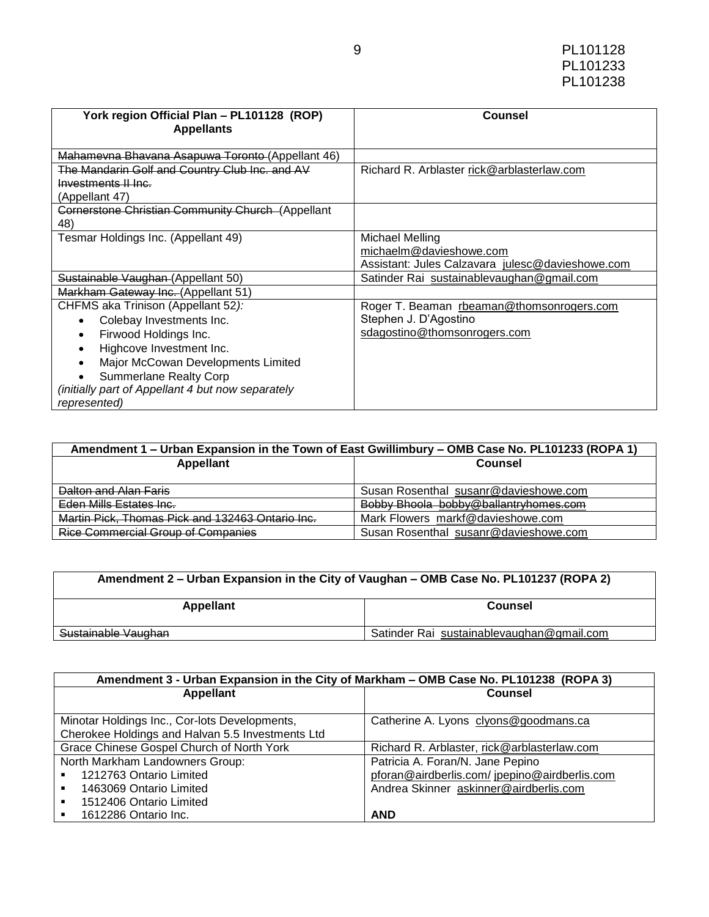| York region Official Plan – PL101128 (ROP) Appellants | Counsel |
|---|---|
| ~~Mahamevna Bhavana Asapuwa Toronto~~ (Appellant 46) | |
| ~~The Mandarin Golf and Country Club Inc. and AV Investments II Inc.~~ (Appellant 47) | Richard R. Arblaster rick@arblasterlaw.com |
| ~~Cornerstone Christian Community Church~~ (Appellant 48) | |
| Tesmar Holdings Inc. (Appellant 49) | Michael Melling michaelm@davieshowe.com Assistant: Jules Calzavara julesc@davieshowe.com |
| ~~Sustainable Vaughan~~ (Appellant 50) | Satinder Rai sustainablevaughan@gmail.com |
| ~~Markham Gateway Inc.~~ (Appellant 51) | |
| CHFMS aka Trinison (Appellant 52*):* <br>• Colebay Investments Inc. <br>• Firwood Holdings Inc. <br>• Highcove Investment Inc. <br>• Major McCowan Developments Limited <br>• Summerlane Realty Corp <br>*(initially part of Appellant 4 but now separately represented)* | Roger T. Beaman rbeaman@thomsonrogers.com <br>Stephen J. D'Agostino <br>sdagostino@thomsonrogers.com |

| Amendment 1 – Urban Expansion in the Town of East Gwillimbury – OMB Case No. PL101233 (ROPA 1) | |
|---|---|
| **Appellant** | **Counsel** |
| ~~Dalton and Alan Faris~~ | Susan Rosenthal susanr@davieshowe.com |
| ~~Eden Mills Estates Inc.~~ | ~~Bobby Bhoola bobby@ballantryhomes.com~~ |
| ~~Martin Pick, Thomas Pick and 132463 Ontario Inc.~~ | Mark Flowers markf@davieshowe.com |
| ~~Rice Commercial Group of Companies~~ | Susan Rosenthal susanr@davieshowe.com |

| Amendment 2 – Urban Expansion in the City of Vaughan – OMB Case No. PL101237 (ROPA 2) | |
|---|---|
| **Appellant** | **Counsel** |
| ~~Sustainable Vaughan~~ | Satinder Rai sustainablevaughan@gmail.com |

| Amendment 3 - Urban Expansion in the City of Markham – OMB Case No. PL101238 (ROPA 3) | |
|---|---|
| **Appellant** | **Counsel** |
| Minotar Holdings Inc., Cor-lots Developments, Cherokee Holdings and Halvan 5.5 Investments Ltd | Catherine A. Lyons clyons@goodmans.ca |
| Grace Chinese Gospel Church of North York | Richard R. Arblaster, rick@arblasterlaw.com |
| North Markham Landowners Group: <br>▪ 1212763 Ontario Limited <br>▪ 1463069 Ontario Limited <br>▪ 1512406 Ontario Limited <br>▪ 1612286 Ontario Inc. | Patricia A. Foran/N. Jane Pepino <br>pforan@airdberlis.com/ jpepino@airdberlis.com <br>Andrea Skinner askinner@airdberlis.com <br><br>**AND** |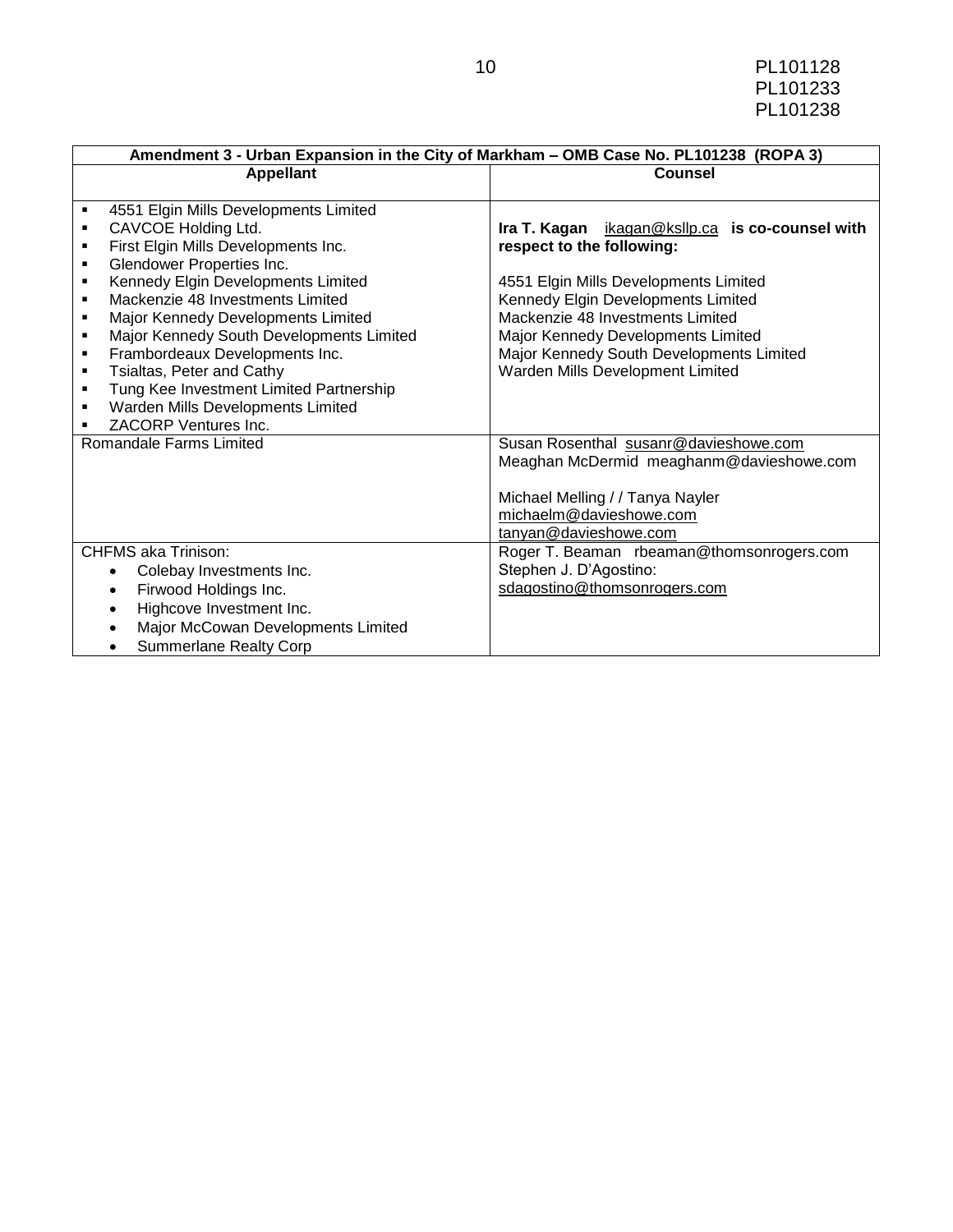| Amendment 3 - Urban Expansion in the City of Markham – OMB Case No. PL101238 (ROPA 3) | |
|---|---|
| **Appellant** | **Counsel** |
| ▪ 4551 Elgin Mills Developments Limited<br>▪ CAVCOE Holding Ltd.<br>▪ First Elgin Mills Developments Inc.<br>▪ Glendower Properties Inc.<br>▪ Kennedy Elgin Developments Limited<br>▪ Mackenzie 48 Investments Limited<br>▪ Major Kennedy Developments Limited<br>▪ Major Kennedy South Developments Limited<br>▪ Frambordeaux Developments Inc.<br>▪ Tsialtas, Peter and Cathy<br>▪ Tung Kee Investment Limited Partnership<br>▪ Warden Mills Developments Limited<br>▪ ZACORP Ventures Inc. | **Ira T. Kagan** ikagan@ksllp.ca **is co-counsel with respect to the following:**<br><br>4551 Elgin Mills Developments Limited<br>Kennedy Elgin Developments Limited<br>Mackenzie 48 Investments Limited<br>Major Kennedy Developments Limited<br>Major Kennedy South Developments Limited<br>Warden Mills Development Limited |
| Romandale Farms Limited | Susan Rosenthal susanr@davieshowe.com<br>Meaghan McDermid meaghanm@davieshowe.com<br><br>Michael Melling / / Tanya Nayler<br>michaelm@davieshowe.com<br>tanyan@davieshowe.com |
| CHFMS aka Trinison:<br>• Colebay Investments Inc.<br>• Firwood Holdings Inc.<br>• Highcove Investment Inc.<br>• Major McCowan Developments Limited<br>• Summerlane Realty Corp | Roger T. Beaman rbeaman@thomsonrogers.com<br>Stephen J. D'Agostino:<br>sdagostino@thomsonrogers.com |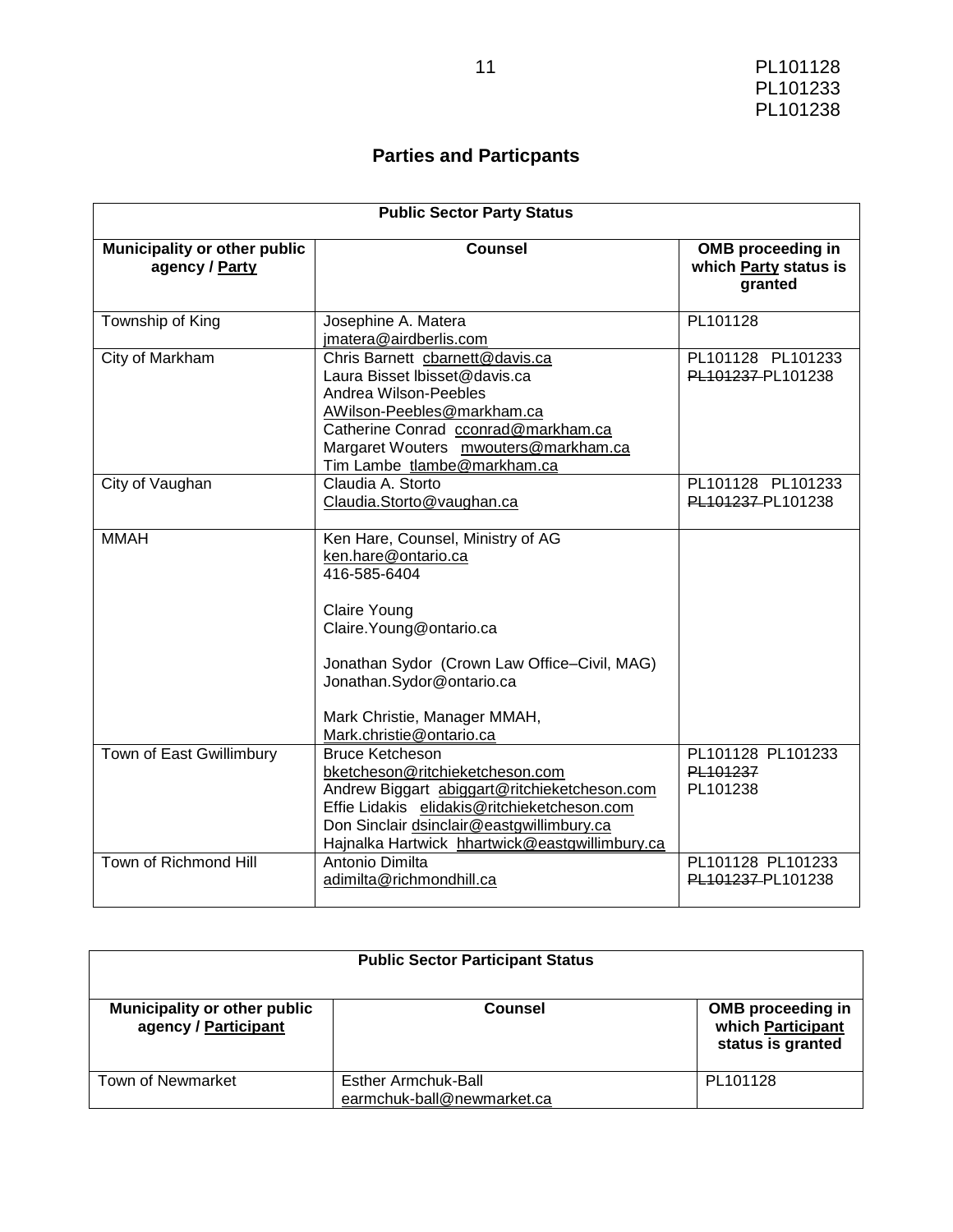## Parties and Particpants

| Public Sector Party Status | | |
|---|---|---|
| **Municipality or other public agency / Party** | **Counsel** | **OMB proceeding in which Party status is granted** |
| Township of King | Josephine A. Matera jmatera@airdberlis.com | PL101128 |
| City of Markham | Chris Barnett cbarnett@davis.ca<br>Laura Bisset lbisset@davis.ca<br>Andrea Wilson-Peebles AWilson-Peebles@markham.ca<br>Catherine Conrad cconrad@markham.ca<br>Margaret Wouters mwouters@markham.ca<br>Tim Lambe tlambe@markham.ca | PL101128 PL101233 ~~PL101237~~ PL101238 |
| City of Vaughan | Claudia A. Storto Claudia.Storto@vaughan.ca | PL101128 PL101233 ~~PL101237~~ PL101238 |
| MMAH | Ken Hare, Counsel, Ministry of AG ken.hare@ontario.ca 416-585-6404<br><br>Claire Young Claire.Young@ontario.ca<br><br>Jonathan Sydor (Crown Law Office–Civil, MAG) Jonathan.Sydor@ontario.ca<br><br>Mark Christie, Manager MMAH, Mark.christie@ontario.ca | |
| Town of East Gwillimbury | Bruce Ketcheson bketcheson@ritchieketcheson.com<br>Andrew Biggart abiggart@ritchieketcheson.com<br>Effie Lidakis elidakis@ritchieketcheson.com<br>Don Sinclair dsinclair@eastgwillimbury.ca<br>Hajnalka Hartwick hhartwick@eastgwillimbury.ca | PL101128 PL101233 ~~PL101237~~ PL101238 |
| Town of Richmond Hill | Antonio Dimilta adimilta@richmondhill.ca | PL101128 PL101233 ~~PL101237~~ PL101238 |

| Public Sector Participant Status | | |
|---|---|---|
| **Municipality or other public agency / Participant** | **Counsel** | **OMB proceeding in which Participant status is granted** |
| Town of Newmarket | Esther Armchuk-Ball earmchuk-ball@newmarket.ca | PL101128 |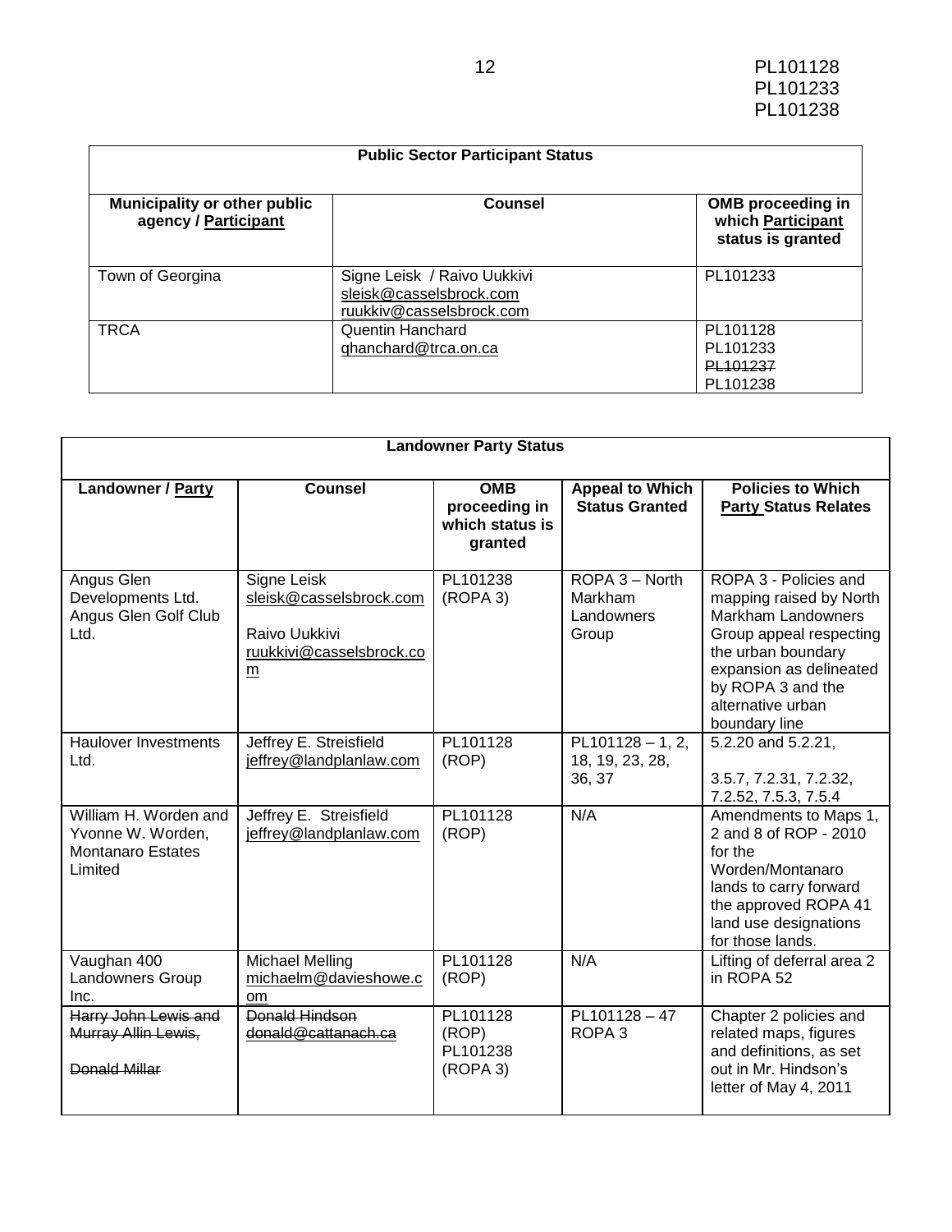| Public Sector Participant Status | | |
|---|---|---|
| **Municipality or other public agency / Participant** | **Counsel** | **OMB proceeding in which Participant status is granted** |
| Town of Georgina | Signe Leisk / Raivo Uukkivi<br>sleisk@casselsbrock.com<br>ruukkiv@casselsbrock.com | PL101233 |
| TRCA | Quentin Hanchard<br>qhanchard@trca.on.ca | PL101128<br>PL101233<br>~~PL101237~~<br>PL101238 |

| Landowner Party Status | | | | |
|---|---|---|---|---|
| **Landowner / Party** | **Counsel** | **OMB proceeding in which status is granted** | **Appeal to Which Status Granted** | **Policies to Which Party Status Relates** |
| Angus Glen Developments Ltd. Angus Glen Golf Club Ltd. | Signe Leisk<br>sleisk@casselsbrock.com<br><br>Raivo Uukkivi<br>ruukkivi@casselsbrock.com | PL101238 (ROPA 3) | ROPA 3 – North Markham Landowners Group | ROPA 3 - Policies and mapping raised by North Markham Landowners Group appeal respecting the urban boundary expansion as delineated by ROPA 3 and the alternative urban boundary line |
| Haulover Investments Ltd. | Jeffrey E. Streisfield<br>jeffrey@landplanlaw.com | PL101128 (ROP) | PL101128 – 1, 2, 18, 19, 23, 28, 36, 37 | 5.2.20 and 5.2.21,<br><br>3.5.7, 7.2.31, 7.2.32, 7.2.52, 7.5.3, 7.5.4 |
| William H. Worden and Yvonne W. Worden, Montanaro Estates Limited | Jeffrey E. Streisfield<br>jeffrey@landplanlaw.com | PL101128 (ROP) | N/A | Amendments to Maps 1, 2 and 8 of ROP - 2010 for the Worden/Montanaro lands to carry forward the approved ROPA 41 land use designations for those lands. |
| Vaughan 400 Landowners Group Inc. | Michael Melling<br>michaelm@davieshowe.com | PL101128 (ROP) | N/A | Lifting of deferral area 2 in ROPA 52 |
| ~~Harry John Lewis and Murray Allin Lewis,~~<br><br>~~Donald Millar~~ | ~~Donald Hindson~~<br>~~donald@cattanach.ca~~ | PL101128 (ROP)<br>PL101238 (ROPA 3) | PL101128 – 47<br>ROPA 3 | Chapter 2 policies and related maps, figures and definitions, as set out in Mr. Hindson's letter of May 4, 2011 |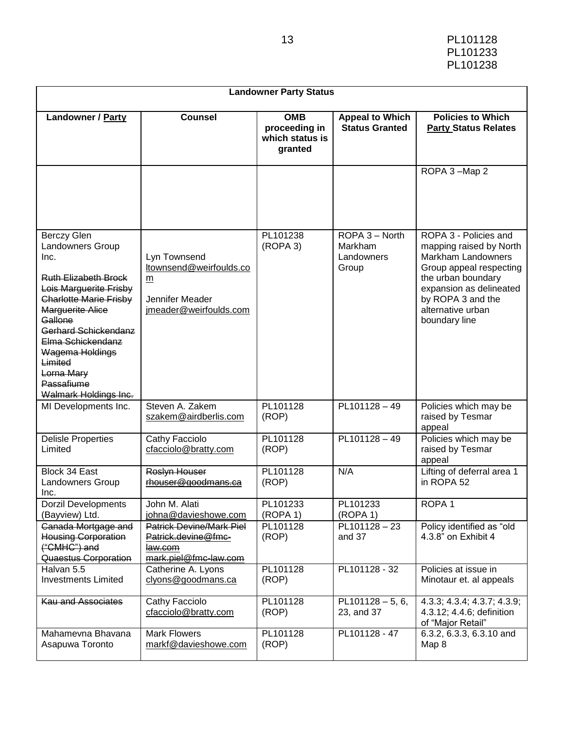| Landowner Party Status | | | | |
|---|---|---|---|---|
| **Landowner / Party** | **Counsel** | **OMB proceeding in which status is granted** | **Appeal to Which Status Granted** | **Policies to Which Party Status Relates** |
| | | | | ROPA 3 –Map 2 |
| Berczy Glen Landowners Group Inc. ~~Ruth Elizabeth Brock~~ ~~Lois Marguerite Frisby~~ ~~Charlotte Marie Frisby~~ ~~Marguerite Alice Gallone~~ ~~Gerhard Schickendanz~~ ~~Elma Schickendanz~~ ~~Wagema Holdings Limited~~ ~~Lorna Mary Passafiume~~ ~~Walmark Holdings Inc.~~ | Lyn Townsend ltownsend@weirfoulds.com Jennifer Meader jmeader@weirfoulds.com | PL101238 (ROPA 3) | ROPA 3 – North Markham Landowners Group | ROPA 3 - Policies and mapping raised by North Markham Landowners Group appeal respecting the urban boundary expansion as delineated by ROPA 3 and the alternative urban boundary line |
| MI Developments Inc. | Steven A. Zakem szakem@airdberlis.com | PL101128 (ROP) | PL101128 – 49 | Policies which may be raised by Tesmar appeal |
| Delisle Properties Limited | Cathy Facciolo cfacciolo@bratty.com | PL101128 (ROP) | PL101128 – 49 | Policies which may be raised by Tesmar appeal |
| Block 34 East Landowners Group Inc. | ~~Roslyn Houser~~ ~~rhouser@goodmans.ca~~ | PL101128 (ROP) | N/A | Lifting of deferral area 1 in ROPA 52 |
| Dorzil Developments (Bayview) Ltd. | John M. Alati johna@davieshowe.com | PL101233 (ROPA 1) | PL101233 (ROPA 1) | ROPA 1 |
| ~~Canada Mortgage and Housing Corporation ("CMHC") and Quaestus Corporation~~ | ~~Patrick Devine/Mark Piel~~ ~~Patrick.devine@fmc-law.com~~ ~~mark.piel@fmc-law.com~~ | PL101128 (ROP) | PL101128 – 23 and 37 | Policy identified as "old 4.3.8" on Exhibit 4 |
| Halvan 5.5 Investments Limited | Catherine A. Lyons clyons@goodmans.ca | PL101128 (ROP) | PL101128 - 32 | Policies at issue in Minotaur et. al appeals |
| ~~Kau and Associates~~ | Cathy Facciolo cfacciolo@bratty.com | PL101128 (ROP) | PL101128 – 5, 6, 23, and 37 | 4.3.3; 4.3.4; 4.3.7; 4.3.9; 4.3.12; 4.4.6; definition of "Major Retail" |
| Mahamevna Bhavana Asapuwa Toronto | Mark Flowers markf@davieshowe.com | PL101128 (ROP) | PL101128 - 47 | 6.3.2, 6.3.3, 6.3.10 and Map 8 |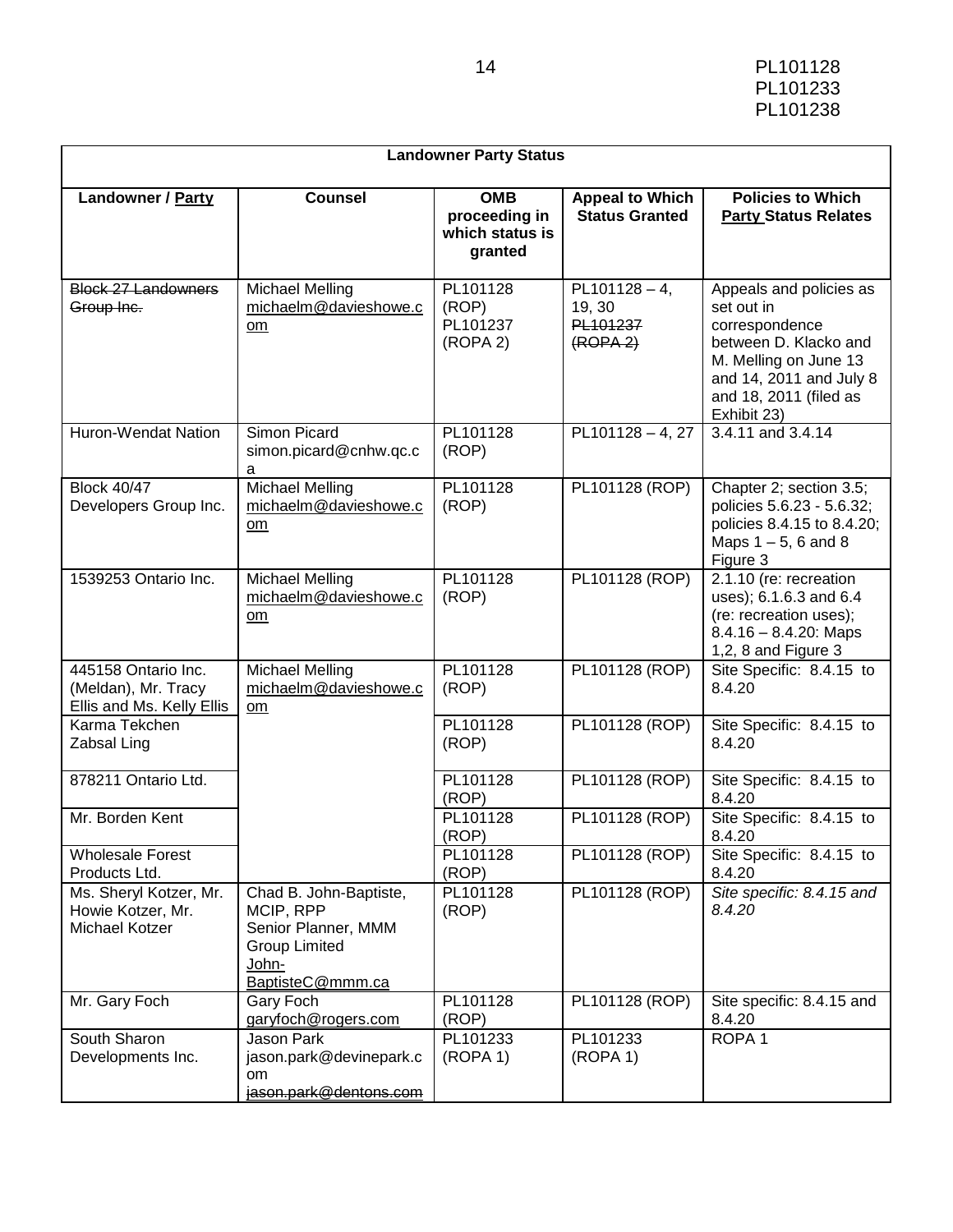| Landowner Party Status | | | | |
|---|---|---|---|---|
| **Landowner / Party** | **Counsel** | **OMB proceeding in which status is granted** | **Appeal to Which Status Granted** | **Policies to Which Party Status Relates** |
| ~~Block 27 Landowners Group Inc.~~ | Michael Melling michaelm@davieshowe.com | PL101128 (ROP) PL101237 (ROPA 2) | PL101128 – 4, 19, 30 ~~PL101237 (ROPA 2)~~ | Appeals and policies as set out in correspondence between D. Klacko and M. Melling on June 13 and 14, 2011 and July 8 and 18, 2011 (filed as Exhibit 23) |
| Huron-Wendat Nation | Simon Picard simon.picard@cnhw.qc.ca | PL101128 (ROP) | PL101128 – 4, 27 | 3.4.11 and 3.4.14 |
| Block 40/47 Developers Group Inc. | Michael Melling michaelm@davieshowe.com | PL101128 (ROP) | PL101128 (ROP) | Chapter 2; section 3.5; policies 5.6.23 - 5.6.32; policies 8.4.15 to 8.4.20; Maps 1 – 5, 6 and 8 Figure 3 |
| 1539253 Ontario Inc. | Michael Melling michaelm@davieshowe.com | PL101128 (ROP) | PL101128 (ROP) | 2.1.10 (re: recreation uses); 6.1.6.3 and 6.4 (re: recreation uses); 8.4.16 – 8.4.20: Maps 1,2, 8 and Figure 3 |
| 445158 Ontario Inc. (Meldan), Mr. Tracy Ellis and Ms. Kelly Ellis | Michael Melling michaelm@davieshowe.com | PL101128 (ROP) | PL101128 (ROP) | Site Specific: 8.4.15 to 8.4.20 |
| Karma Tekchen Zabsal Ling | | PL101128 (ROP) | PL101128 (ROP) | Site Specific: 8.4.15 to 8.4.20 |
| 878211 Ontario Ltd. | | PL101128 (ROP) | PL101128 (ROP) | Site Specific: 8.4.15 to 8.4.20 |
| Mr. Borden Kent | | PL101128 (ROP) | PL101128 (ROP) | Site Specific: 8.4.15 to 8.4.20 |
| Wholesale Forest Products Ltd. | | PL101128 (ROP) | PL101128 (ROP) | Site Specific: 8.4.15 to 8.4.20 |
| Ms. Sheryl Kotzer, Mr. Howie Kotzer, Mr. Michael Kotzer | Chad B. John-Baptiste, MCIP, RPP Senior Planner, MMM Group Limited John-BaptisteC@mmm.ca | PL101128 (ROP) | PL101128 (ROP) | *Site specific: 8.4.15 and 8.4.20* |
| Mr. Gary Foch | Gary Foch garyfoch@rogers.com | PL101128 (ROP) | PL101128 (ROP) | Site specific: 8.4.15 and 8.4.20 |
| South Sharon Developments Inc. | Jason Park jason.park@devinepark.com ~~jason.park@dentons.com~~ | PL101233 (ROPA 1) | PL101233 (ROPA 1) | ROPA 1 |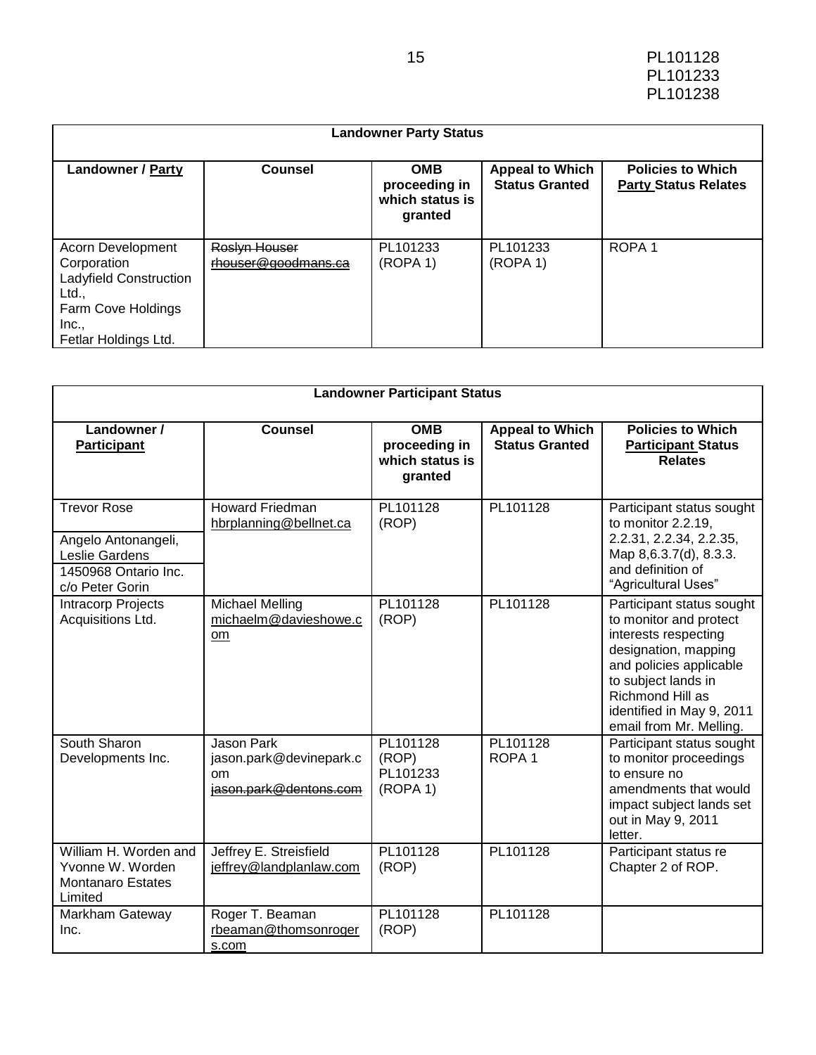| Landowner Party Status | | | | |
|---|---|---|---|---|
| **Landowner / Party** | **Counsel** | **OMB proceeding in which status is granted** | **Appeal to Which Status Granted** | **Policies to Which Party Status Relates** |
| Acorn Development Corporation Ladyfield Construction Ltd., Farm Cove Holdings Inc., Fetlar Holdings Ltd. | ~~Roslyn Houser rhouser@goodmans.ca~~ | PL101233 (ROPA 1) | PL101233 (ROPA 1) | ROPA 1 |

| Landowner Participant Status | | | | |
|---|---|---|---|---|
| **Landowner / Participant** | **Counsel** | **OMB proceeding in which status is granted** | **Appeal to Which Status Granted** | **Policies to Which Participant Status Relates** |
| Trevor Rose<br>Angelo Antonangeli, Leslie Gardens<br>1450968 Ontario Inc. c/o Peter Gorin | Howard Friedman hbrplanning@bellnet.ca | PL101128 (ROP) | PL101128 | Participant status sought to monitor 2.2.19, 2.2.31, 2.2.34, 2.2.35, Map 8,6.3.7(d), 8.3.3. and definition of "Agricultural Uses" |
| Intracorp Projects Acquisitions Ltd. | Michael Melling michaelm@davieshowe.com | PL101128 (ROP) | PL101128 | Participant status sought to monitor and protect interests respecting designation, mapping and policies applicable to subject lands in Richmond Hill as identified in May 9, 2011 email from Mr. Melling. |
| South Sharon Developments Inc. | Jason Park jason.park@devinepark.com ~~jason.park@dentons.com~~ | PL101128 (ROP) PL101233 (ROPA 1) | PL101128 ROPA 1 | Participant status sought to monitor proceedings to ensure no amendments that would impact subject lands set out in May 9, 2011 letter. |
| William H. Worden and Yvonne W. Worden Montanaro Estates Limited | Jeffrey E. Streisfield jeffrey@landplanlaw.com | PL101128 (ROP) | PL101128 | Participant status re Chapter 2 of ROP. |
| Markham Gateway Inc. | Roger T. Beaman rbeaman@thomsonrogers.com | PL101128 (ROP) | PL101128 | |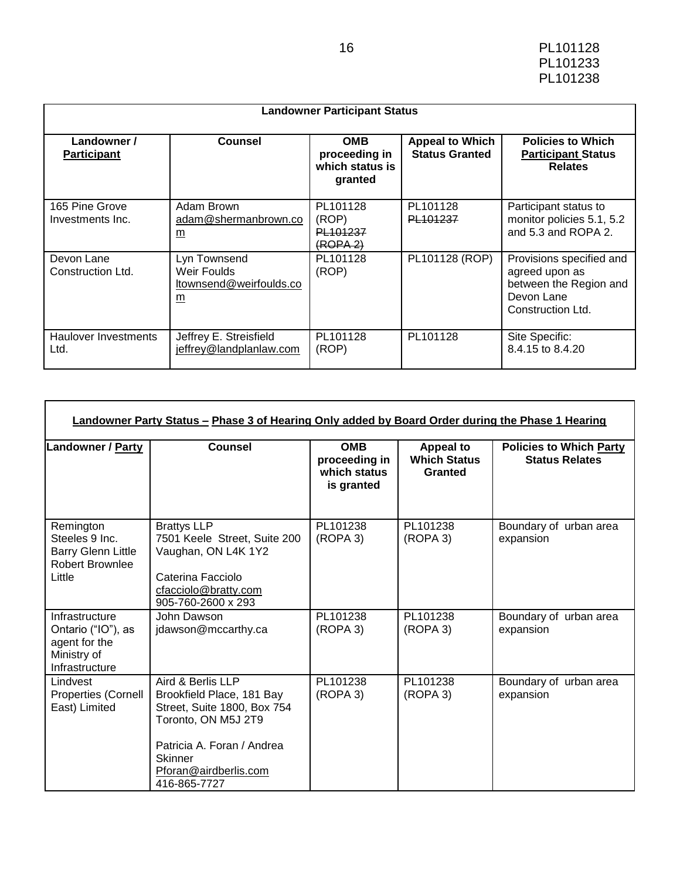| Landowner Participant Status | | | | |
|---|---|---|---|---|
| **Landowner / <u>Participant</u>** | **Counsel** | **OMB proceeding in which status is granted** | **Appeal to Which Status Granted** | **Policies to Which <u>Participant</u> Status Relates** |
| 165 Pine Grove Investments Inc. | Adam Brown<br>adam@shermanbrown.com | PL101128 (ROP) ~~PL101237 (ROPA 2)~~ | PL101128 ~~PL101237~~ | Participant status to monitor policies 5.1, 5.2 and 5.3 and ROPA 2. |
| Devon Lane Construction Ltd. | Lyn Townsend<br>Weir Foulds<br>ltownsend@weirfoulds.com | PL101128 (ROP) | PL101128 (ROP) | Provisions specified and agreed upon as between the Region and Devon Lane Construction Ltd. |
| Haulover Investments Ltd. | Jeffrey E. Streisfield<br>jeffrey@landplanlaw.com | PL101128 (ROP) | PL101128 | Site Specific: 8.4.15 to 8.4.20 |

| <u>Landowner Party Status – Phase 3 of Hearing Only added by Board Order during the Phase 1 Hearing</u> | | | | |
|---|---|---|---|---|
| **Landowner / <u>Party</u>** | **Counsel** | **OMB proceeding in which status is granted** | **Appeal to Which Status Granted** | **Policies to Which <u>Party</u> Status Relates** |
| Remington Steeles 9 Inc.<br>Barry Glenn Little<br>Robert Brownlee Little | Brattys LLP<br>7501 Keele Street, Suite 200<br>Vaughan, ON L4K 1Y2<br><br>Caterina Facciolo<br>cfacciolo@bratty.com<br>905-760-2600 x 293 | PL101238 (ROPA 3) | PL101238 (ROPA 3) | Boundary of urban area expansion |
| Infrastructure Ontario ("IO"), as agent for the Ministry of Infrastructure | John Dawson<br>jdawson@mccarthy.ca | PL101238 (ROPA 3) | PL101238 (ROPA 3) | Boundary of urban area expansion |
| Lindvest Properties (Cornell East) Limited | Aird & Berlis LLP<br>Brookfield Place, 181 Bay Street, Suite 1800, Box 754<br>Toronto, ON M5J 2T9<br><br>Patricia A. Foran / Andrea Skinner<br>Pforan@airdberlis.com<br>416-865-7727 | PL101238 (ROPA 3) | PL101238 (ROPA 3) | Boundary of urban area expansion |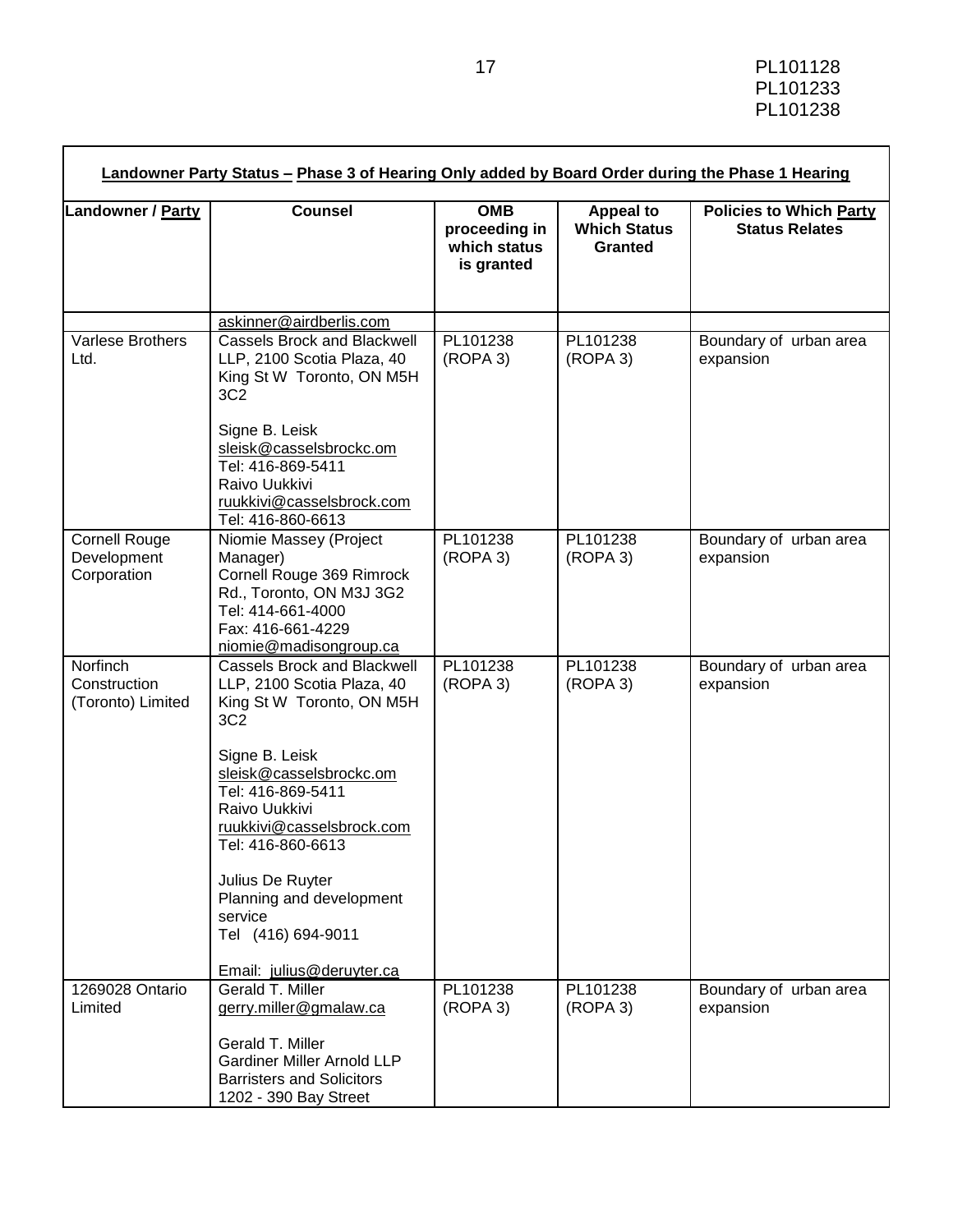| **Landowner Party Status – Phase 3 of Hearing Only added by Board Order during the Phase 1 Hearing** | | | | |
|---|---|---|---|---|
| **Landowner / Party** | **Counsel** | **OMB proceeding in which status is granted** | **Appeal to Which Status Granted** | **Policies to Which Party Status Relates** |
| | askinner@airdberlis.com | | | |
| Varlese Brothers Ltd. | Cassels Brock and Blackwell LLP, 2100 Scotia Plaza, 40 King St W Toronto, ON M5H 3C2<br><br>Signe B. Leisk<br>sleisk@casselsbrockc.om<br>Tel: 416-869-5411<br>Raivo Uukkivi<br>ruukkivi@casselsbrock.com<br>Tel: 416-860-6613 | PL101238 (ROPA 3) | PL101238 (ROPA 3) | Boundary of urban area expansion |
| Cornell Rouge Development Corporation | Niomie Massey (Project Manager)<br>Cornell Rouge 369 Rimrock Rd., Toronto, ON M3J 3G2<br>Tel: 414-661-4000<br>Fax: 416-661-4229<br>niomie@madisongroup.ca | PL101238 (ROPA 3) | PL101238 (ROPA 3) | Boundary of urban area expansion |
| Norfinch Construction (Toronto) Limited | Cassels Brock and Blackwell LLP, 2100 Scotia Plaza, 40 King St W Toronto, ON M5H 3C2<br><br>Signe B. Leisk<br>sleisk@casselsbrockc.om<br>Tel: 416-869-5411<br>Raivo Uukkivi<br>ruukkivi@casselsbrock.com<br>Tel: 416-860-6613<br><br>Julius De Ruyter<br>Planning and development service<br>Tel (416) 694-9011<br><br>Email: julius@deruyter.ca | PL101238 (ROPA 3) | PL101238 (ROPA 3) | Boundary of urban area expansion |
| 1269028 Ontario Limited | Gerald T. Miller<br>gerry.miller@gmalaw.ca<br><br>Gerald T. Miller<br>Gardiner Miller Arnold LLP<br>Barristers and Solicitors<br>1202 - 390 Bay Street | PL101238 (ROPA 3) | PL101238 (ROPA 3) | Boundary of urban area expansion |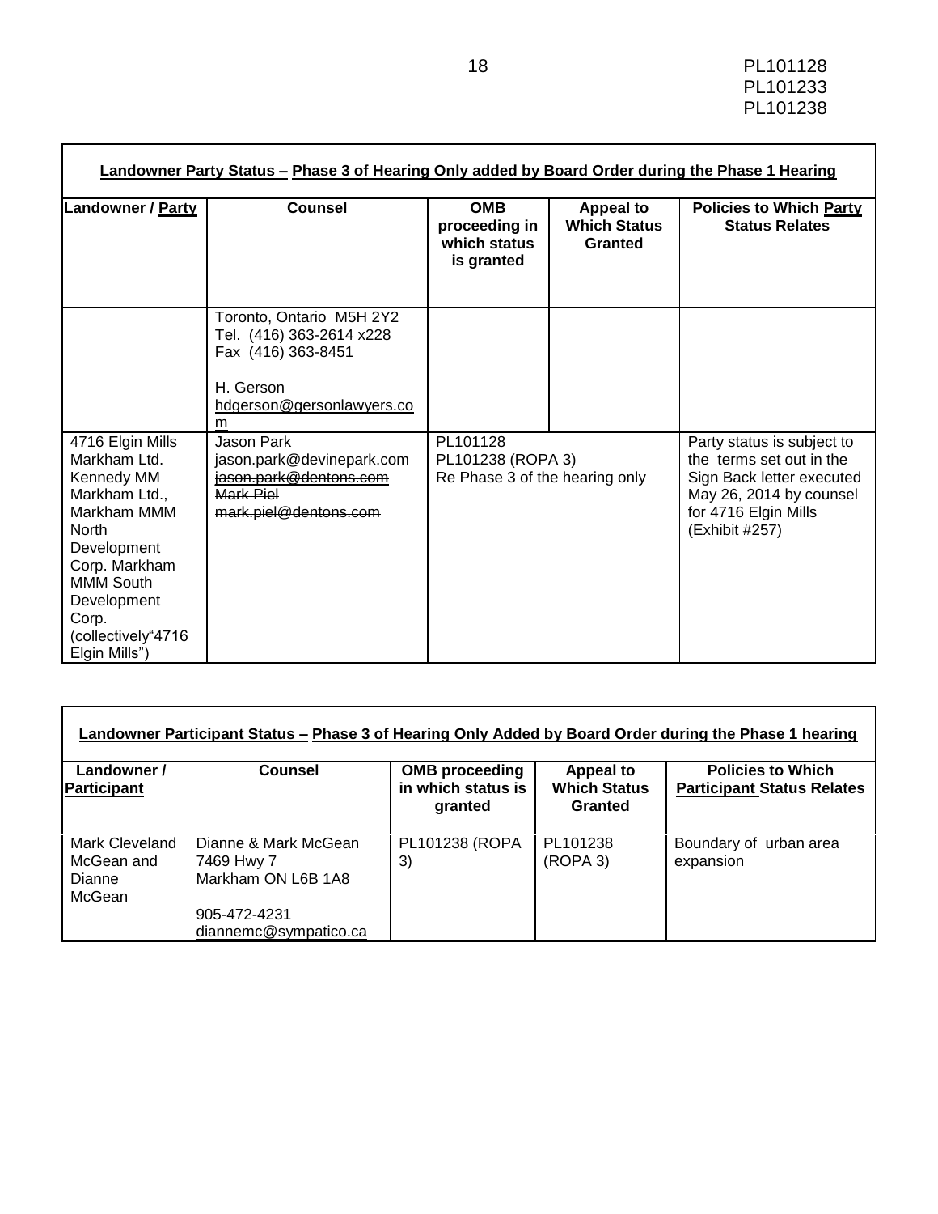| **Landowner Party Status – Phase 3 of Hearing Only added by Board Order during the Phase 1 Hearing** | | | | |
|---|---|---|---|---|
| **Landowner / Party** | **Counsel** | **OMB proceeding in which status is granted** | **Appeal to Which Status Granted** | **Policies to Which Party Status Relates** |
| | Toronto, Ontario M5H 2Y2<br>Tel. (416) 363-2614 x228<br>Fax (416) 363-8451<br><br>H. Gerson<br>hdgerson@gersonlawyers.com | | | |
| 4716 Elgin Mills Markham Ltd. Kennedy MM Markham Ltd., Markham MMM North Development Corp. Markham MMM South Development Corp. (collectively"4716 Elgin Mills") | Jason Park<br>jason.park@devinepark.com<br>~~jason.park@dentons.com~~<br>~~Mark Piel~~<br>~~mark.piel@dentons.com~~ | PL101128<br>PL101238 (ROPA 3)<br>Re Phase 3 of the hearing only | | Party status is subject to the terms set out in the Sign Back letter executed May 26, 2014 by counsel for 4716 Elgin Mills (Exhibit #257) |

| **Landowner Participant Status – Phase 3 of Hearing Only Added by Board Order during the Phase 1 hearing** | | | | |
|---|---|---|---|---|
| **Landowner / Participant** | **Counsel** | **OMB proceeding in which status is granted** | **Appeal to Which Status Granted** | **Policies to Which Participant Status Relates** |
| Mark Cleveland McGean and Dianne McGean | Dianne & Mark McGean<br>7469 Hwy 7<br>Markham ON L6B 1A8<br><br>905-472-4231<br>diannemc@sympatico.ca | PL101238 (ROPA 3) | PL101238 (ROPA 3) | Boundary of urban area expansion |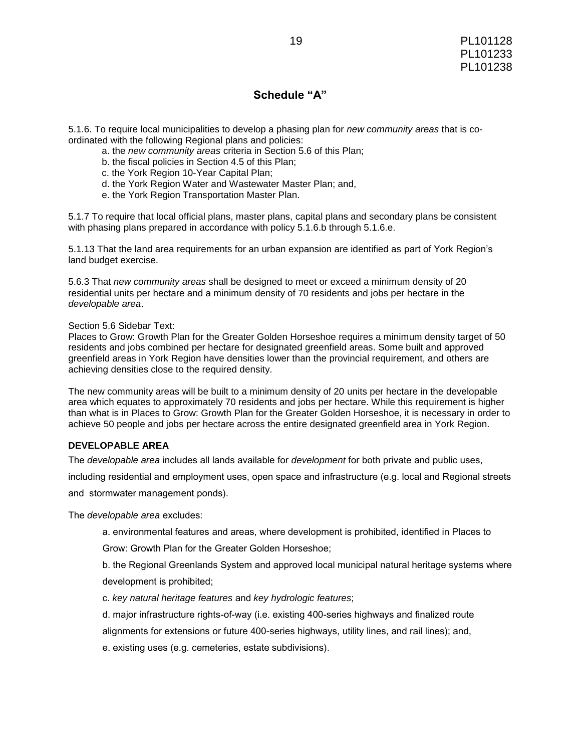## Schedule "A"

5.1.6. To require local municipalities to develop a phasing plan for *new community areas* that is co-ordinated with the following Regional plans and policies:

a. the *new community areas* criteria in Section 5.6 of this Plan;
b. the fiscal policies in Section 4.5 of this Plan;
c. the York Region 10-Year Capital Plan;
d. the York Region Water and Wastewater Master Plan; and,
e. the York Region Transportation Master Plan.

5.1.7 To require that local official plans, master plans, capital plans and secondary plans be consistent with phasing plans prepared in accordance with policy 5.1.6.b through 5.1.6.e.

5.1.13 That the land area requirements for an urban expansion are identified as part of York Region's land budget exercise.

5.6.3 That *new community areas* shall be designed to meet or exceed a minimum density of 20 residential units per hectare and a minimum density of 70 residents and jobs per hectare in the *developable area*.

Section 5.6 Sidebar Text:
Places to Grow: Growth Plan for the Greater Golden Horseshoe requires a minimum density target of 50 residents and jobs combined per hectare for designated greenfield areas. Some built and approved greenfield areas in York Region have densities lower than the provincial requirement, and others are achieving densities close to the required density.

The new community areas will be built to a minimum density of 20 units per hectare in the developable area which equates to approximately 70 residents and jobs per hectare. While this requirement is higher than what is in Places to Grow: Growth Plan for the Greater Golden Horseshoe, it is necessary in order to achieve 50 people and jobs per hectare across the entire designated greenfield area in York Region.

**DEVELOPABLE AREA**

The *developable area* includes all lands available for *development* for both private and public uses, including residential and employment uses, open space and infrastructure (e.g. local and Regional streets and stormwater management ponds).

The *developable area* excludes:

a. environmental features and areas, where development is prohibited, identified in Places to Grow: Growth Plan for the Greater Golden Horseshoe;

b. the Regional Greenlands System and approved local municipal natural heritage systems where development is prohibited;

c. *key natural heritage features* and *key hydrologic features*;

d. major infrastructure rights-of-way (i.e. existing 400-series highways and finalized route alignments for extensions or future 400-series highways, utility lines, and rail lines); and,

e. existing uses (e.g. cemeteries, estate subdivisions).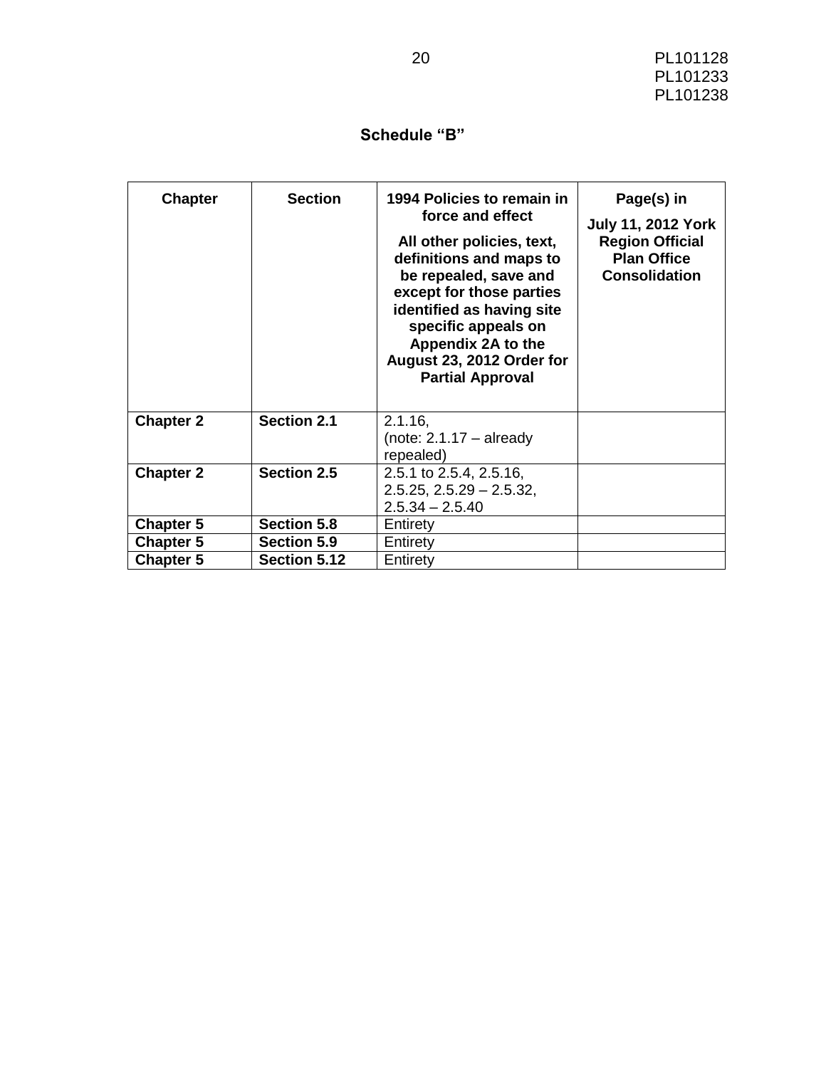PL101128
PL101233
PL101238

## Schedule "B"

| Chapter | Section | 1994 Policies to remain in force and effect<br><br>All other policies, text, definitions and maps to be repealed, save and except for those parties identified as having site specific appeals on Appendix 2A to the August 23, 2012 Order for Partial Approval | Page(s) in<br><br>July 11, 2012 York Region Official Plan Office Consolidation |
|---|---|---|---|
| **Chapter 2** | **Section 2.1** | 2.1.16,<br>(note: 2.1.17 – already repealed) | |
| **Chapter 2** | **Section 2.5** | 2.5.1 to 2.5.4, 2.5.16,<br>2.5.25, 2.5.29 – 2.5.32,<br>2.5.34 – 2.5.40 | |
| **Chapter 5** | **Section 5.8** | Entirety | |
| **Chapter 5** | **Section 5.9** | Entirety | |
| **Chapter 5** | **Section 5.12** | Entirety | |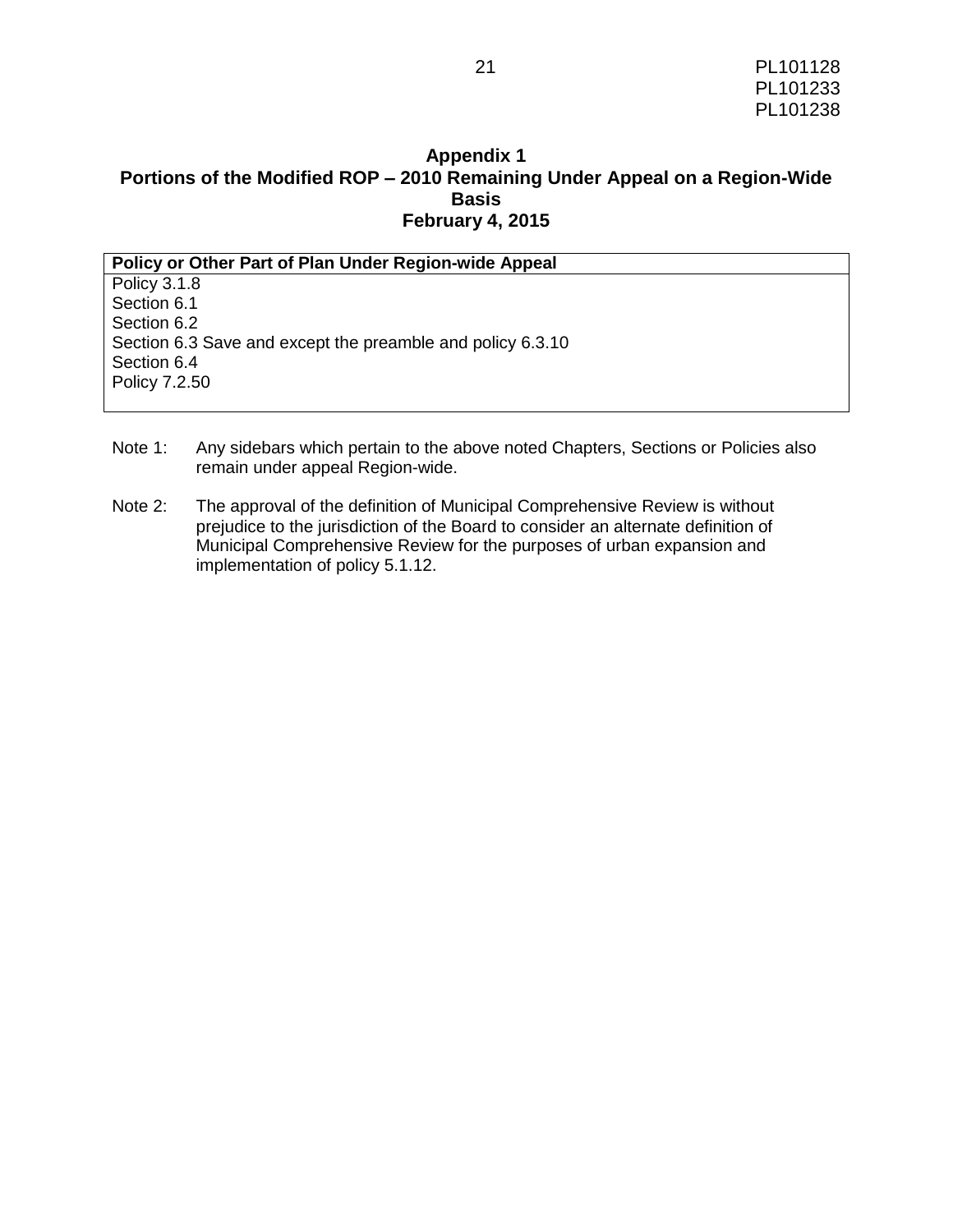## Appendix 1
## Portions of the Modified ROP – 2010 Remaining Under Appeal on a Region-Wide Basis
## February 4, 2015

| Policy or Other Part of Plan Under Region-wide Appeal |
| --- |
| Policy 3.1.8<br>Section 6.1<br>Section 6.2<br>Section 6.3 Save and except the preamble and policy 6.3.10<br>Section 6.4<br>Policy 7.2.50 |

Note 1: Any sidebars which pertain to the above noted Chapters, Sections or Policies also remain under appeal Region-wide.

Note 2: The approval of the definition of Municipal Comprehensive Review is without prejudice to the jurisdiction of the Board to consider an alternate definition of Municipal Comprehensive Review for the purposes of urban expansion and implementation of policy 5.1.12.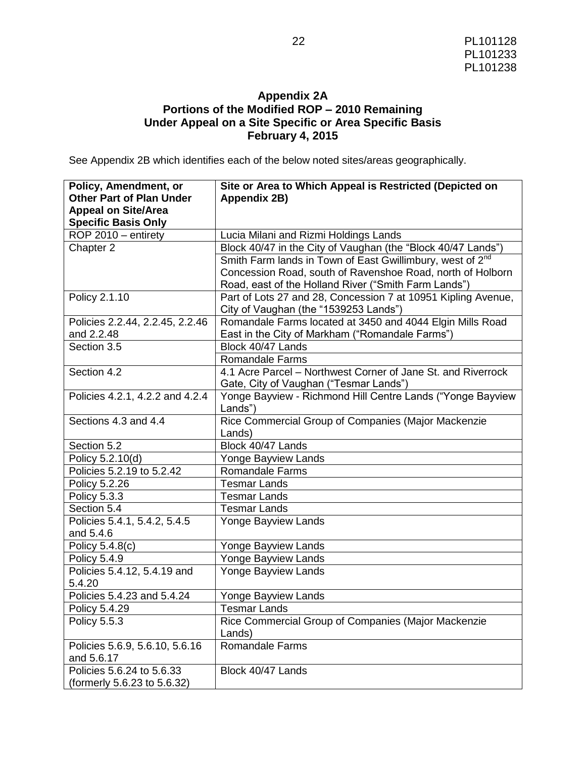## Appendix 2A
## Portions of the Modified ROP – 2010 Remaining Under Appeal on a Site Specific or Area Specific Basis
## February 4, 2015

See Appendix 2B which identifies each of the below noted sites/areas geographically.

| Policy, Amendment, or Other Part of Plan Under Appeal on Site/Area Specific Basis Only | Site or Area to Which Appeal is Restricted (Depicted on Appendix 2B) |
|---|---|
| ROP 2010 – entirety | Lucia Milani and Rizmi Holdings Lands |
| Chapter 2 | Block 40/47 in the City of Vaughan (the "Block 40/47 Lands") |
| | Smith Farm lands in Town of East Gwillimbury, west of 2nd Concession Road, south of Ravenshoe Road, north of Holborn Road, east of the Holland River ("Smith Farm Lands") |
| Policy 2.1.10 | Part of Lots 27 and 28, Concession 7 at 10951 Kipling Avenue, City of Vaughan (the "1539253 Lands") |
| Policies 2.2.44, 2.2.45, 2.2.46 and 2.2.48 | Romandale Farms located at 3450 and 4044 Elgin Mills Road East in the City of Markham ("Romandale Farms") |
| Section 3.5 | Block 40/47 Lands |
| | Romandale Farms |
| Section 4.2 | 4.1 Acre Parcel – Northwest Corner of Jane St. and Riverrock Gate, City of Vaughan ("Tesmar Lands") |
| Policies 4.2.1, 4.2.2 and 4.2.4 | Yonge Bayview - Richmond Hill Centre Lands ("Yonge Bayview Lands") |
| Sections 4.3 and 4.4 | Rice Commercial Group of Companies (Major Mackenzie Lands) |
| Section 5.2 | Block 40/47 Lands |
| Policy 5.2.10(d) | Yonge Bayview Lands |
| Policies 5.2.19 to 5.2.42 | Romandale Farms |
| Policy 5.2.26 | Tesmar Lands |
| Policy 5.3.3 | Tesmar Lands |
| Section 5.4 | Tesmar Lands |
| Policies 5.4.1, 5.4.2, 5.4.5 and 5.4.6 | Yonge Bayview Lands |
| Policy 5.4.8(c) | Yonge Bayview Lands |
| Policy 5.4.9 | Yonge Bayview Lands |
| Policies 5.4.12, 5.4.19 and 5.4.20 | Yonge Bayview Lands |
| Policies 5.4.23 and 5.4.24 | Yonge Bayview Lands |
| Policy 5.4.29 | Tesmar Lands |
| Policy 5.5.3 | Rice Commercial Group of Companies (Major Mackenzie Lands) |
| Policies 5.6.9, 5.6.10, 5.6.16 and 5.6.17 | Romandale Farms |
| Policies 5.6.24 to 5.6.33 (formerly 5.6.23 to 5.6.32) | Block 40/47 Lands |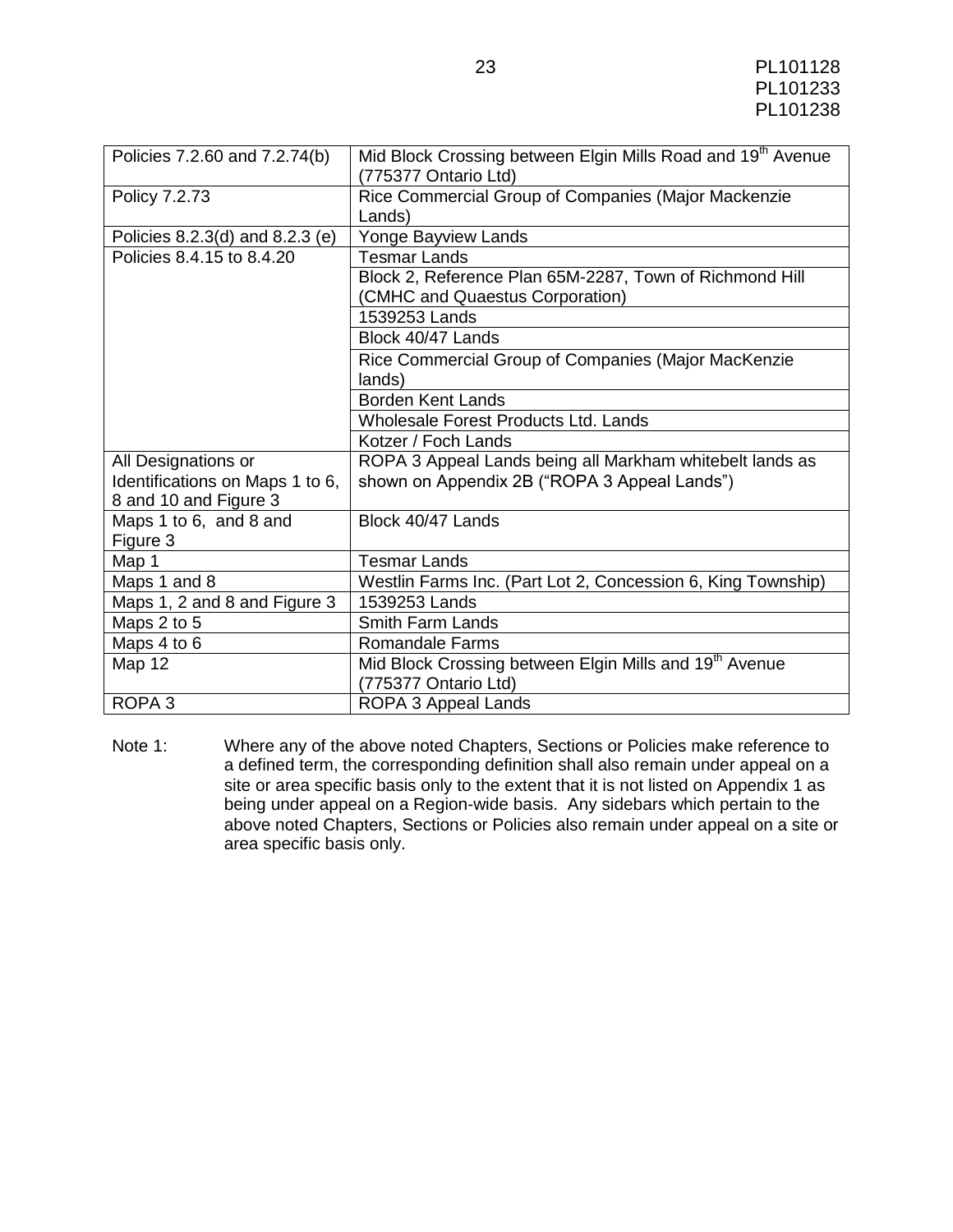| | |
|---|---|
| Policies 7.2.60 and 7.2.74(b) | Mid Block Crossing between Elgin Mills Road and 19th Avenue (775377 Ontario Ltd) |
| Policy 7.2.73 | Rice Commercial Group of Companies (Major Mackenzie Lands) |
| Policies 8.2.3(d) and 8.2.3 (e) | Yonge Bayview Lands |
| Policies 8.4.15 to 8.4.20 | Tesmar Lands |
| | Block 2, Reference Plan 65M-2287, Town of Richmond Hill (CMHC and Quaestus Corporation) |
| | 1539253 Lands |
| | Block 40/47 Lands |
| | Rice Commercial Group of Companies (Major MacKenzie lands) |
| | Borden Kent Lands |
| | Wholesale Forest Products Ltd. Lands |
| | Kotzer / Foch Lands |
| All Designations or Identifications on Maps 1 to 6, 8 and 10 and Figure 3 | ROPA 3 Appeal Lands being all Markham whitebelt lands as shown on Appendix 2B ("ROPA 3 Appeal Lands") |
| Maps 1 to 6, and 8 and Figure 3 | Block 40/47 Lands |
| Map 1 | Tesmar Lands |
| Maps 1 and 8 | Westlin Farms Inc. (Part Lot 2, Concession 6, King Township) |
| Maps 1, 2 and 8 and Figure 3 | 1539253 Lands |
| Maps 2 to 5 | Smith Farm Lands |
| Maps 4 to 6 | Romandale Farms |
| Map 12 | Mid Block Crossing between Elgin Mills and 19th Avenue (775377 Ontario Ltd) |
| ROPA 3 | ROPA 3 Appeal Lands |

Note 1: Where any of the above noted Chapters, Sections or Policies make reference to a defined term, the corresponding definition shall also remain under appeal on a site or area specific basis only to the extent that it is not listed on Appendix 1 as being under appeal on a Region-wide basis. Any sidebars which pertain to the above noted Chapters, Sections or Policies also remain under appeal on a site or area specific basis only.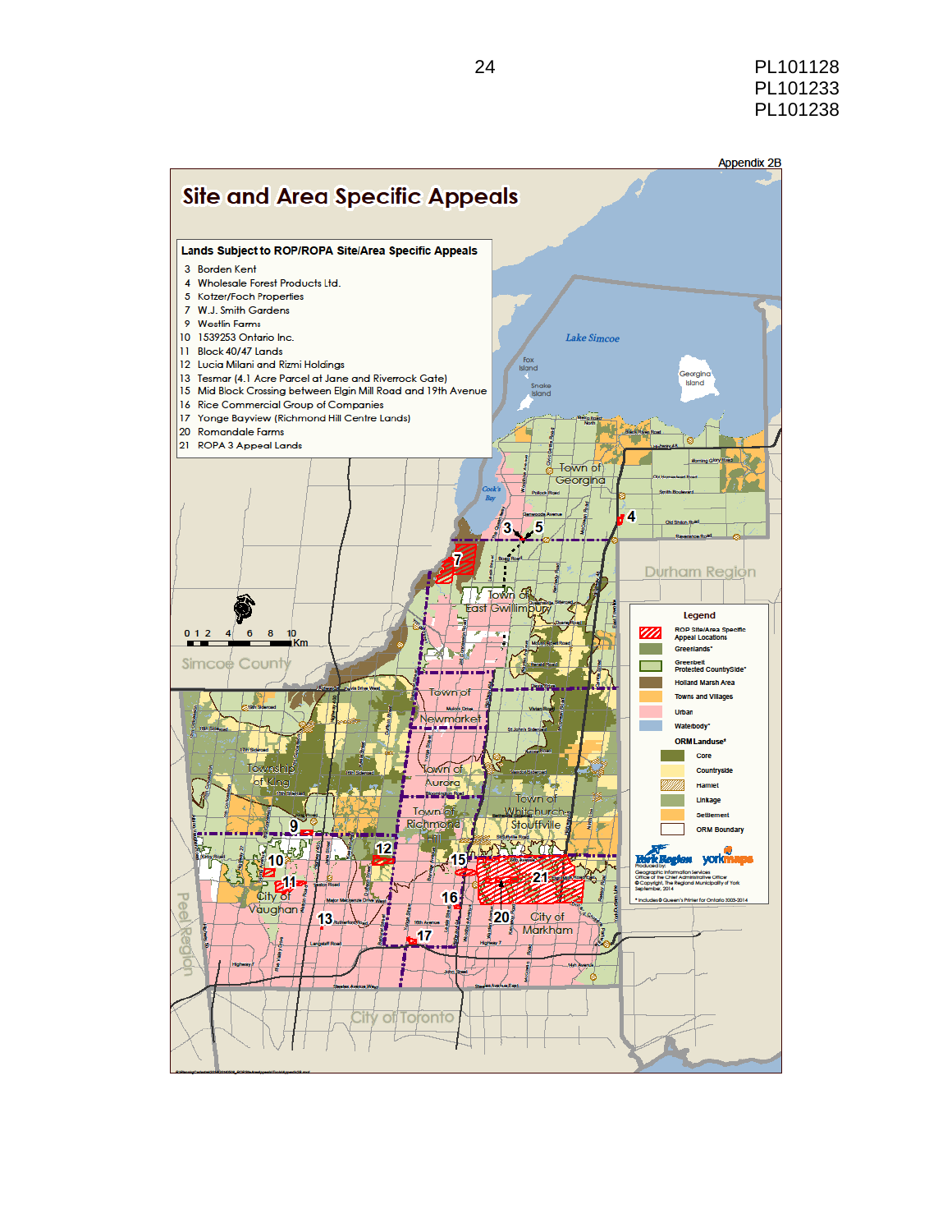PL101128
PL101233
PL101238

Appendix 2B

# Site and Area Specific Appeals

**Lands Subject to ROP/ROPA Site/Area Specific Appeals**

3 Borden Kent
4 Wholesale Forest Products Ltd.
5 Kotzer/Foch Properties
7 W.J. Smith Gardens
9 Westlin Farms
10 1539253 Ontario Inc.
11 Block 40/47 Lands
12 Lucia Milani and Rizmi Holdings
13 Tesmar (4.1 Acre Parcel at Jane and Riverrock Gate)
15 Mid Block Crossing between Elgin Mill Road and 19th Avenue
16 Rice Commercial Group of Companies
17 Yonge Bayview (Richmond Hill Centre Lands)
20 Romandale Farms
21 ROPA 3 Appeal Lands

**Legend**

- ROP Site/Area Specific Appeal Locations
- Greenlands*
- Greenbelt Protected Countryside*
- Holland Marsh Area
- Towns and Villages
- Urban
- Waterbody*

**ORM Landuse***

- Core
- Countryside
- Hamlet
- Linkage
- Settlement
- ORM Boundary

Produced by: Geographic Information Services, Office of the Chief Administrative Officer
© Copyright, The Regional Municipality of York
September, 2014

\* Includes © Queen's Printer for Ontario 2003-2014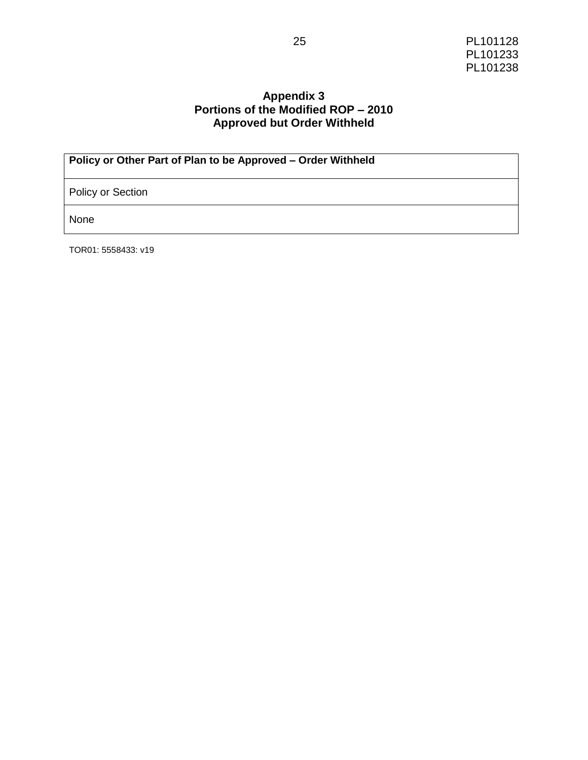# Appendix 3
## Portions of the Modified ROP – 2010
## Approved but Order Withheld

| **Policy or Other Part of Plan to be Approved – Order Withheld** |
|---|
| Policy or Section |
| None |

TOR01: 5558433: v19